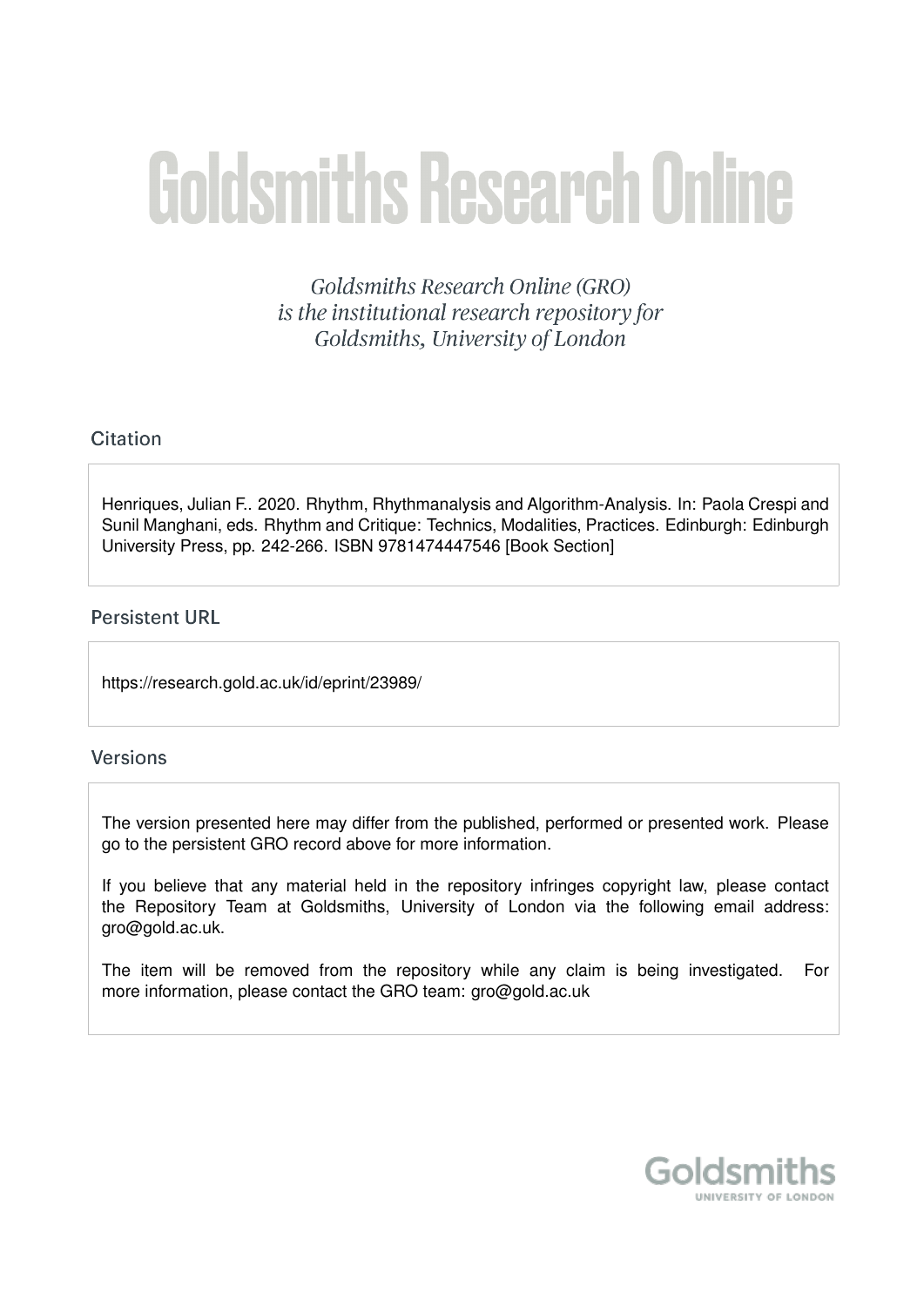# Goldsmiths Research Online

*Goldsmiths Research Online (GRO) is the institutional research repository for Goldsmiths, University of London*

## Citation

Henriques, Julian F.. 2020. Rhythm, Rhythmanalysis and Algorithm-Analysis. In: Paola Crespi and Sunil Manghani, eds. Rhythm and Critique: Technics, Modalities, Practices. Edinburgh: Edinburgh University Press, pp. 242-266. ISBN 9781474447546 [Book Section]

## Persistent URL

https://research.gold.ac.uk/id/eprint/23989/

## Versions

The version presented here may differ from the published, performed or presented work. Please go to the persistent GRO record above for more information.

If you believe that any material held in the repository infringes copyright law, please contact the Repository Team at Goldsmiths, University of London via the following email address: gro@gold.ac.uk.

The item will be removed from the repository while any claim is being investigated. For more information, please contact the GRO team: gro@gold.ac.uk

Goldsmiths
UNIVERSITY OF LONDON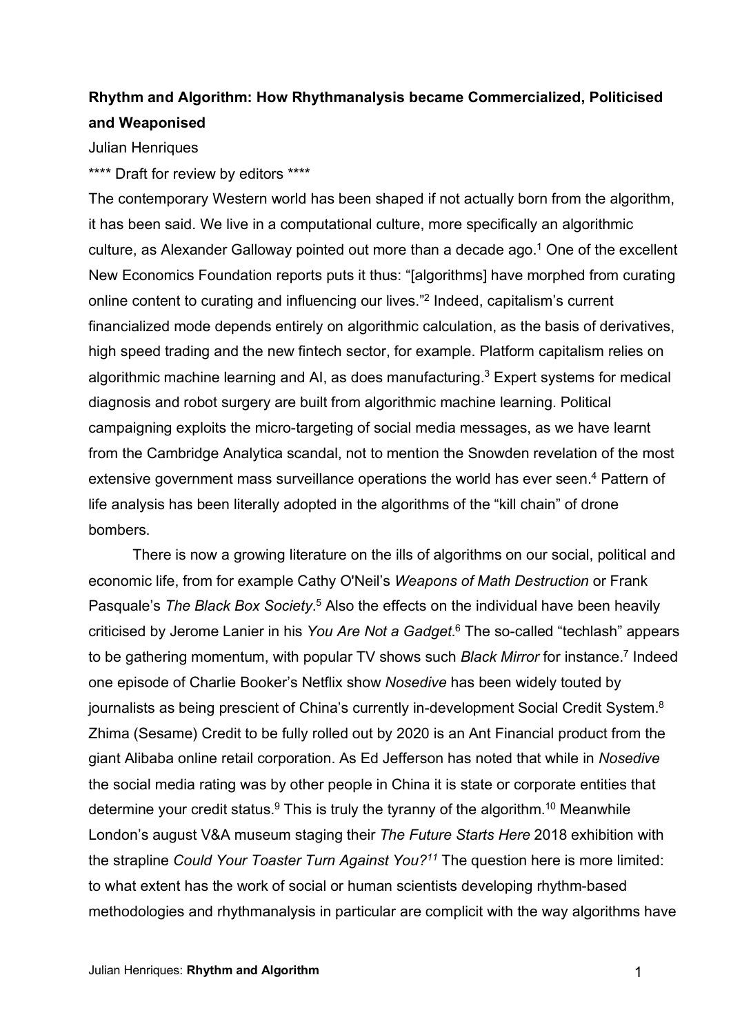**Rhythm and Algorithm: How Rhythmanalysis became Commercialized, Politicised and Weaponised**

Julian Henriques

**** Draft for review by editors ****

The contemporary Western world has been shaped if not actually born from the algorithm, it has been said. We live in a computational culture, more specifically an algorithmic culture, as Alexander Galloway pointed out more than a decade ago.[1] One of the excellent New Economics Foundation reports puts it thus: "[algorithms] have morphed from curating online content to curating and influencing our lives."[2] Indeed, capitalism's current financialized mode depends entirely on algorithmic calculation, as the basis of derivatives, high speed trading and the new fintech sector, for example. Platform capitalism relies on algorithmic machine learning and AI, as does manufacturing.[3] Expert systems for medical diagnosis and robot surgery are built from algorithmic machine learning. Political campaigning exploits the micro-targeting of social media messages, as we have learnt from the Cambridge Analytica scandal, not to mention the Snowden revelation of the most extensive government mass surveillance operations the world has ever seen.[4] Pattern of life analysis has been literally adopted in the algorithms of the "kill chain" of drone bombers.

There is now a growing literature on the ills of algorithms on our social, political and economic life, from for example Cathy O'Neil's *Weapons of Math Destruction* or Frank Pasquale's *The Black Box Society*.[5] Also the effects on the individual have been heavily criticised by Jerome Lanier in his *You Are Not a Gadget*.[6] The so-called "techlash" appears to be gathering momentum, with popular TV shows such *Black Mirror* for instance.[7] Indeed one episode of Charlie Booker's Netflix show *Nosedive* has been widely touted by journalists as being prescient of China's currently in-development Social Credit System.[8] Zhima (Sesame) Credit to be fully rolled out by 2020 is an Ant Financial product from the giant Alibaba online retail corporation. As Ed Jefferson has noted that while in *Nosedive* the social media rating was by other people in China it is state or corporate entities that determine your credit status.[9] This is truly the tyranny of the algorithm.[10] Meanwhile London's august V&A museum staging their *The Future Starts Here* 2018 exhibition with the strapline *Could Your Toaster Turn Against You?*[11] The question here is more limited: to what extent has the work of social or human scientists developing rhythm-based methodologies and rhythmanalysis in particular are complicit with the way algorithms have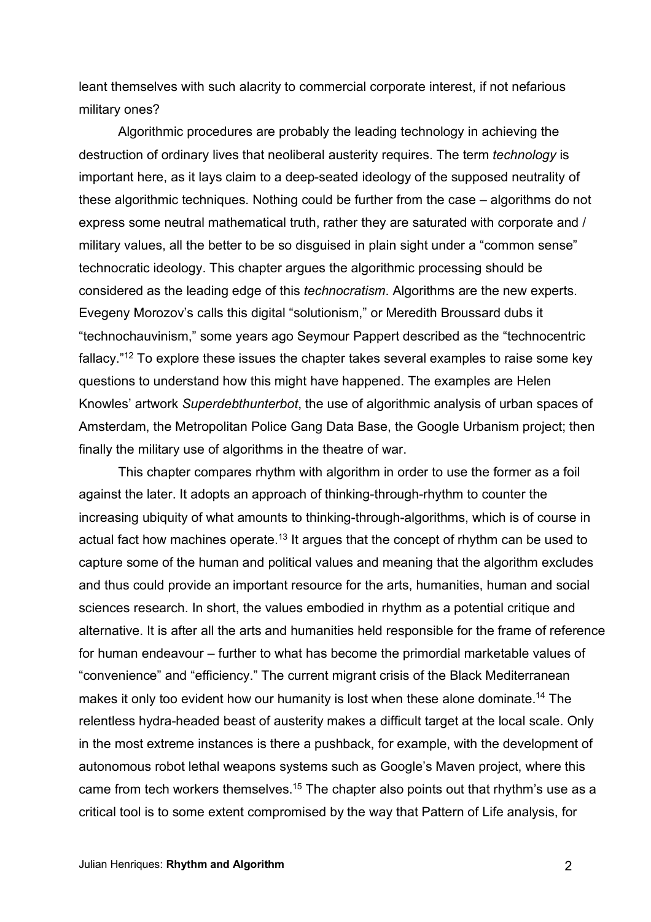leant themselves with such alacrity to commercial corporate interest, if not nefarious military ones?

Algorithmic procedures are probably the leading technology in achieving the destruction of ordinary lives that neoliberal austerity requires. The term *technology* is important here, as it lays claim to a deep-seated ideology of the supposed neutrality of these algorithmic techniques. Nothing could be further from the case – algorithms do not express some neutral mathematical truth, rather they are saturated with corporate and / military values, all the better to be so disguised in plain sight under a "common sense" technocratic ideology. This chapter argues the algorithmic processing should be considered as the leading edge of this *technocratism*. Algorithms are the new experts. Evegeny Morozov's calls this digital "solutionism," or Meredith Broussard dubs it "technochauvinism," some years ago Seymour Pappert described as the "technocentric fallacy."[12] To explore these issues the chapter takes several examples to raise some key questions to understand how this might have happened. The examples are Helen Knowles' artwork *Superdebthunterbot*, the use of algorithmic analysis of urban spaces of Amsterdam, the Metropolitan Police Gang Data Base, the Google Urbanism project; then finally the military use of algorithms in the theatre of war.

This chapter compares rhythm with algorithm in order to use the former as a foil against the later. It adopts an approach of thinking-through-rhythm to counter the increasing ubiquity of what amounts to thinking-through-algorithms, which is of course in actual fact how machines operate.[13] It argues that the concept of rhythm can be used to capture some of the human and political values and meaning that the algorithm excludes and thus could provide an important resource for the arts, humanities, human and social sciences research. In short, the values embodied in rhythm as a potential critique and alternative. It is after all the arts and humanities held responsible for the frame of reference for human endeavour – further to what has become the primordial marketable values of "convenience" and "efficiency." The current migrant crisis of the Black Mediterranean makes it only too evident how our humanity is lost when these alone dominate.[14] The relentless hydra-headed beast of austerity makes a difficult target at the local scale. Only in the most extreme instances is there a pushback, for example, with the development of autonomous robot lethal weapons systems such as Google's Maven project, where this came from tech workers themselves.[15] The chapter also points out that rhythm's use as a critical tool is to some extent compromised by the way that Pattern of Life analysis, for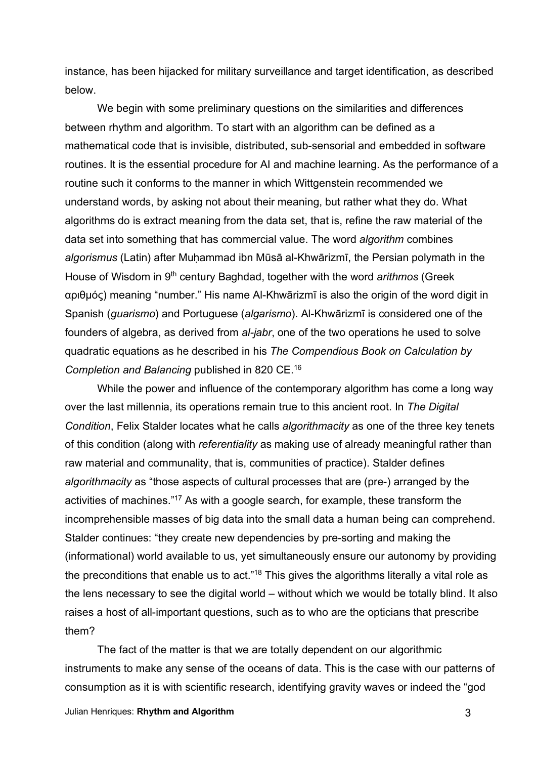instance, has been hijacked for military surveillance and target identification, as described below.

We begin with some preliminary questions on the similarities and differences between rhythm and algorithm. To start with an algorithm can be defined as a mathematical code that is invisible, distributed, sub-sensorial and embedded in software routines. It is the essential procedure for AI and machine learning. As the performance of a routine such it conforms to the manner in which Wittgenstein recommended we understand words, by asking not about their meaning, but rather what they do. What algorithms do is extract meaning from the data set, that is, refine the raw material of the data set into something that has commercial value. The word *algorithm* combines *algorismus* (Latin) after Muḥammad ibn Mūsā al-Khwārizmī, the Persian polymath in the House of Wisdom in 9th century Baghdad, together with the word *arithmos* (Greek αριθμός) meaning "number." His name Al-Khwārizmī is also the origin of the word digit in Spanish (*guarismo*) and Portuguese (*algarismo*). Al-Khwārizmī is considered one of the founders of algebra, as derived from *al-jabr*, one of the two operations he used to solve quadratic equations as he described in his *The Compendious Book on Calculation by Completion and Balancing* published in 820 CE.[16]

While the power and influence of the contemporary algorithm has come a long way over the last millennia, its operations remain true to this ancient root. In *The Digital Condition*, Felix Stalder locates what he calls *algorithmacity* as one of the three key tenets of this condition (along with *referentiality* as making use of already meaningful rather than raw material and communality, that is, communities of practice). Stalder defines *algorithmacity* as "those aspects of cultural processes that are (pre-) arranged by the activities of machines."[17] As with a google search, for example, these transform the incomprehensible masses of big data into the small data a human being can comprehend. Stalder continues: "they create new dependencies by pre-sorting and making the (informational) world available to us, yet simultaneously ensure our autonomy by providing the preconditions that enable us to act."[18] This gives the algorithms literally a vital role as the lens necessary to see the digital world – without which we would be totally blind. It also raises a host of all-important questions, such as to who are the opticians that prescribe them?

The fact of the matter is that we are totally dependent on our algorithmic instruments to make any sense of the oceans of data. This is the case with our patterns of consumption as it is with scientific research, identifying gravity waves or indeed the "god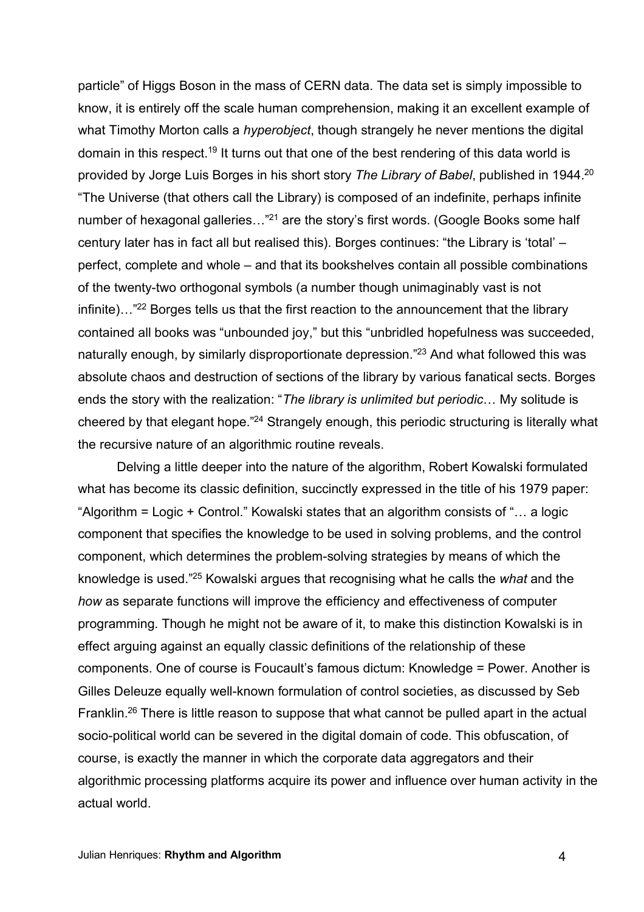particle" of Higgs Boson in the mass of CERN data. The data set is simply impossible to know, it is entirely off the scale human comprehension, making it an excellent example of what Timothy Morton calls a *hyperobject*, though strangely he never mentions the digital domain in this respect.[19] It turns out that one of the best rendering of this data world is provided by Jorge Luis Borges in his short story *The Library of Babel*, published in 1944.[20] "The Universe (that others call the Library) is composed of an indefinite, perhaps infinite number of hexagonal galleries…"[21] are the story's first words. (Google Books some half century later has in fact all but realised this). Borges continues: "the Library is 'total' – perfect, complete and whole – and that its bookshelves contain all possible combinations of the twenty-two orthogonal symbols (a number though unimaginably vast is not infinite)…"[22] Borges tells us that the first reaction to the announcement that the library contained all books was "unbounded joy," but this "unbridled hopefulness was succeeded, naturally enough, by similarly disproportionate depression."[23] And what followed this was absolute chaos and destruction of sections of the library by various fanatical sects. Borges ends the story with the realization: "*The library is unlimited but periodic*… My solitude is cheered by that elegant hope."[24] Strangely enough, this periodic structuring is literally what the recursive nature of an algorithmic routine reveals.

Delving a little deeper into the nature of the algorithm, Robert Kowalski formulated what has become its classic definition, succinctly expressed in the title of his 1979 paper: "Algorithm = Logic + Control." Kowalski states that an algorithm consists of "… a logic component that specifies the knowledge to be used in solving problems, and the control component, which determines the problem-solving strategies by means of which the knowledge is used."[25] Kowalski argues that recognising what he calls the *what* and the *how* as separate functions will improve the efficiency and effectiveness of computer programming. Though he might not be aware of it, to make this distinction Kowalski is in effect arguing against an equally classic definitions of the relationship of these components. One of course is Foucault's famous dictum: Knowledge = Power. Another is Gilles Deleuze equally well-known formulation of control societies, as discussed by Seb Franklin.[26] There is little reason to suppose that what cannot be pulled apart in the actual socio-political world can be severed in the digital domain of code. This obfuscation, of course, is exactly the manner in which the corporate data aggregators and their algorithmic processing platforms acquire its power and influence over human activity in the actual world.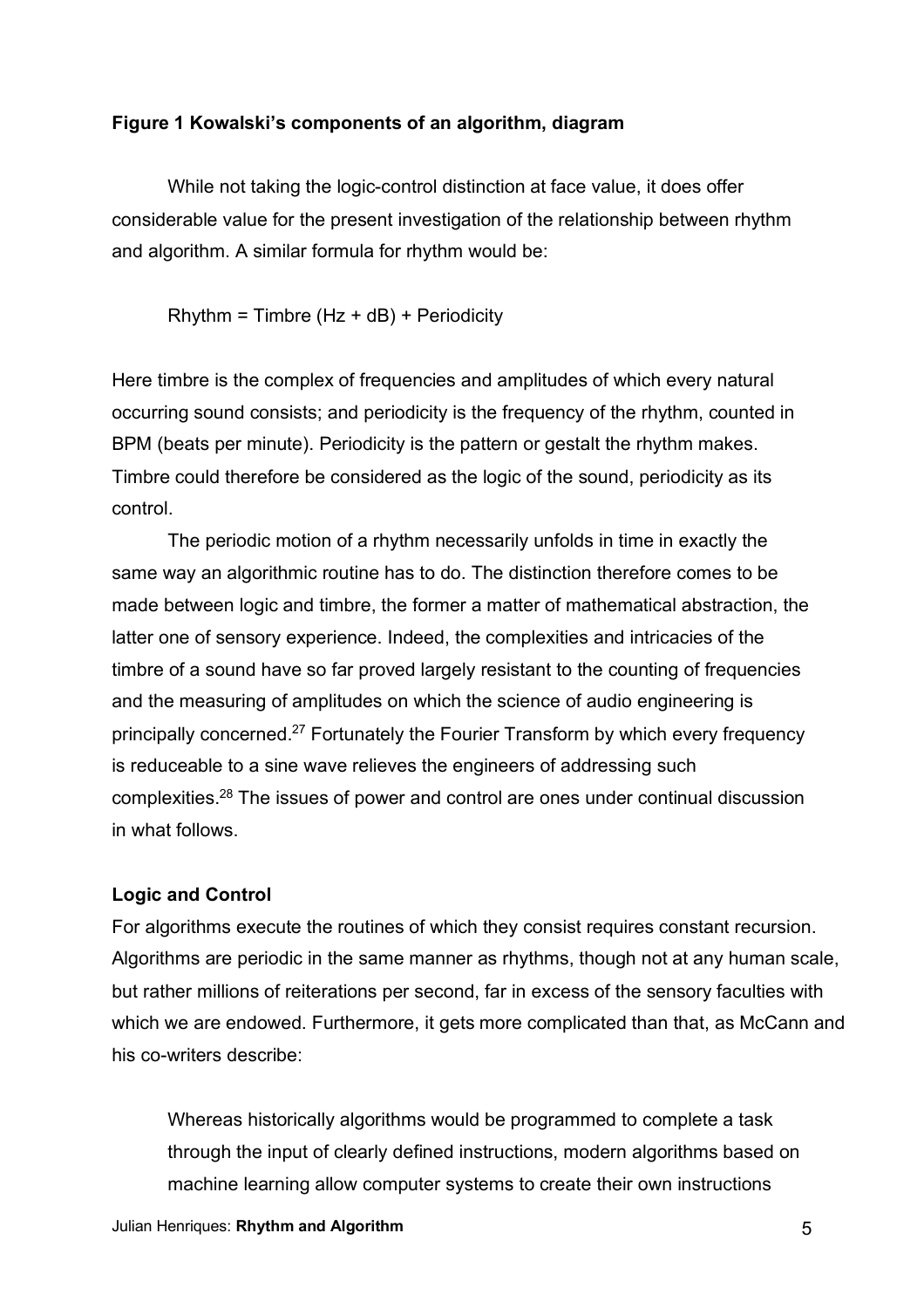**Figure 1 Kowalski's components of an algorithm, diagram**

While not taking the logic-control distinction at face value, it does offer considerable value for the present investigation of the relationship between rhythm and algorithm. A similar formula for rhythm would be:

Rhythm = Timbre (Hz + dB) + Periodicity

Here timbre is the complex of frequencies and amplitudes of which every natural occurring sound consists; and periodicity is the frequency of the rhythm, counted in BPM (beats per minute). Periodicity is the pattern or gestalt the rhythm makes. Timbre could therefore be considered as the logic of the sound, periodicity as its control.

The periodic motion of a rhythm necessarily unfolds in time in exactly the same way an algorithmic routine has to do. The distinction therefore comes to be made between logic and timbre, the former a matter of mathematical abstraction, the latter one of sensory experience. Indeed, the complexities and intricacies of the timbre of a sound have so far proved largely resistant to the counting of frequencies and the measuring of amplitudes on which the science of audio engineering is principally concerned.[27] Fortunately the Fourier Transform by which every frequency is reduceable to a sine wave relieves the engineers of addressing such complexities.[28] The issues of power and control are ones under continual discussion in what follows.

**Logic and Control**

For algorithms execute the routines of which they consist requires constant recursion. Algorithms are periodic in the same manner as rhythms, though not at any human scale, but rather millions of reiterations per second, far in excess of the sensory faculties with which we are endowed. Furthermore, it gets more complicated than that, as McCann and his co-writers describe:

> Whereas historically algorithms would be programmed to complete a task through the input of clearly defined instructions, modern algorithms based on machine learning allow computer systems to create their own instructions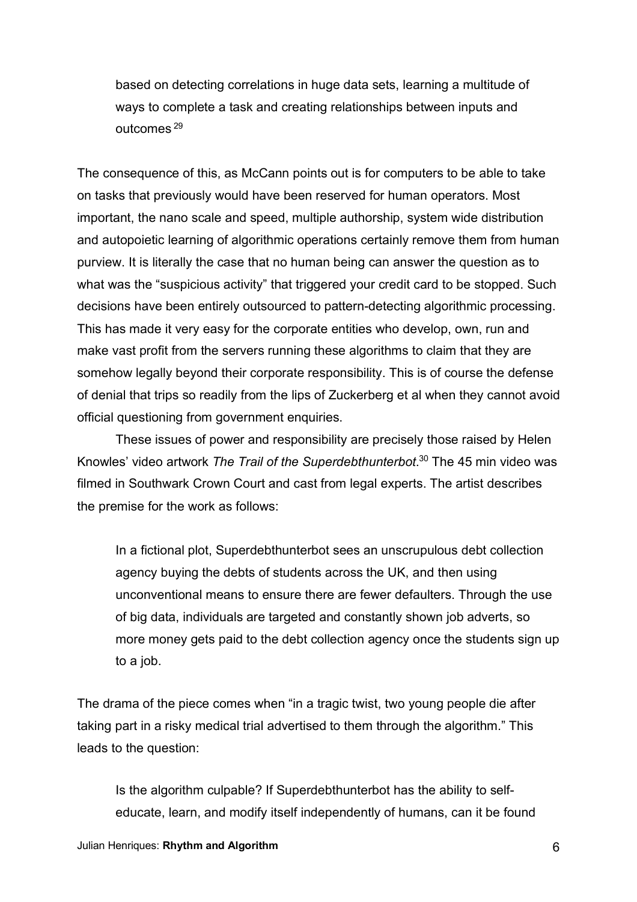> based on detecting correlations in huge data sets, learning a multitude of ways to complete a task and creating relationships between inputs and outcomes [29]

The consequence of this, as McCann points out is for computers to be able to take on tasks that previously would have been reserved for human operators. Most important, the nano scale and speed, multiple authorship, system wide distribution and autopoietic learning of algorithmic operations certainly remove them from human purview. It is literally the case that no human being can answer the question as to what was the "suspicious activity" that triggered your credit card to be stopped. Such decisions have been entirely outsourced to pattern-detecting algorithmic processing. This has made it very easy for the corporate entities who develop, own, run and make vast profit from the servers running these algorithms to claim that they are somehow legally beyond their corporate responsibility. This is of course the defense of denial that trips so readily from the lips of Zuckerberg et al when they cannot avoid official questioning from government enquiries.

These issues of power and responsibility are precisely those raised by Helen Knowles' video artwork *The Trail of the Superdebthunterbot*.[30] The 45 min video was filmed in Southwark Crown Court and cast from legal experts. The artist describes the premise for the work as follows:

> In a fictional plot, Superdebthunterbot sees an unscrupulous debt collection agency buying the debts of students across the UK, and then using unconventional means to ensure there are fewer defaulters. Through the use of big data, individuals are targeted and constantly shown job adverts, so more money gets paid to the debt collection agency once the students sign up to a job.

The drama of the piece comes when "in a tragic twist, two young people die after taking part in a risky medical trial advertised to them through the algorithm." This leads to the question:

> Is the algorithm culpable? If Superdebthunterbot has the ability to self-educate, learn, and modify itself independently of humans, can it be found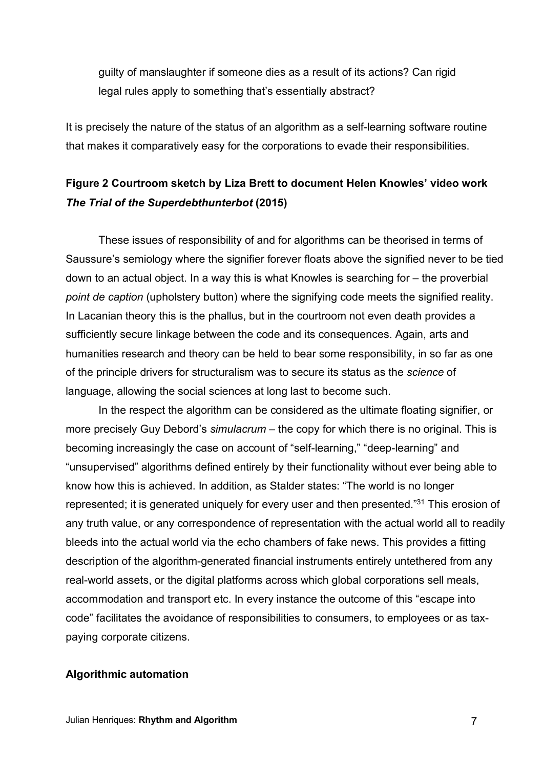guilty of manslaughter if someone dies as a result of its actions? Can rigid legal rules apply to something that's essentially abstract?

It is precisely the nature of the status of an algorithm as a self-learning software routine that makes it comparatively easy for the corporations to evade their responsibilities.

**Figure 2 Courtroom sketch by Liza Brett to document Helen Knowles' video work *The Trial of the Superdebthunterbot* (2015)**

These issues of responsibility of and for algorithms can be theorised in terms of Saussure's semiology where the signifier forever floats above the signified never to be tied down to an actual object. In a way this is what Knowles is searching for – the proverbial *point de caption* (upholstery button) where the signifying code meets the signified reality. In Lacanian theory this is the phallus, but in the courtroom not even death provides a sufficiently secure linkage between the code and its consequences. Again, arts and humanities research and theory can be held to bear some responsibility, in so far as one of the principle drivers for structuralism was to secure its status as the *science* of language, allowing the social sciences at long last to become such.

In the respect the algorithm can be considered as the ultimate floating signifier, or more precisely Guy Debord's *simulacrum* – the copy for which there is no original. This is becoming increasingly the case on account of "self-learning," "deep-learning" and "unsupervised" algorithms defined entirely by their functionality without ever being able to know how this is achieved. In addition, as Stalder states: "The world is no longer represented; it is generated uniquely for every user and then presented."[31] This erosion of any truth value, or any correspondence of representation with the actual world all to readily bleeds into the actual world via the echo chambers of fake news. This provides a fitting description of the algorithm-generated financial instruments entirely untethered from any real-world assets, or the digital platforms across which global corporations sell meals, accommodation and transport etc. In every instance the outcome of this "escape into code" facilitates the avoidance of responsibilities to consumers, to employees or as tax-paying corporate citizens.

**Algorithmic automation**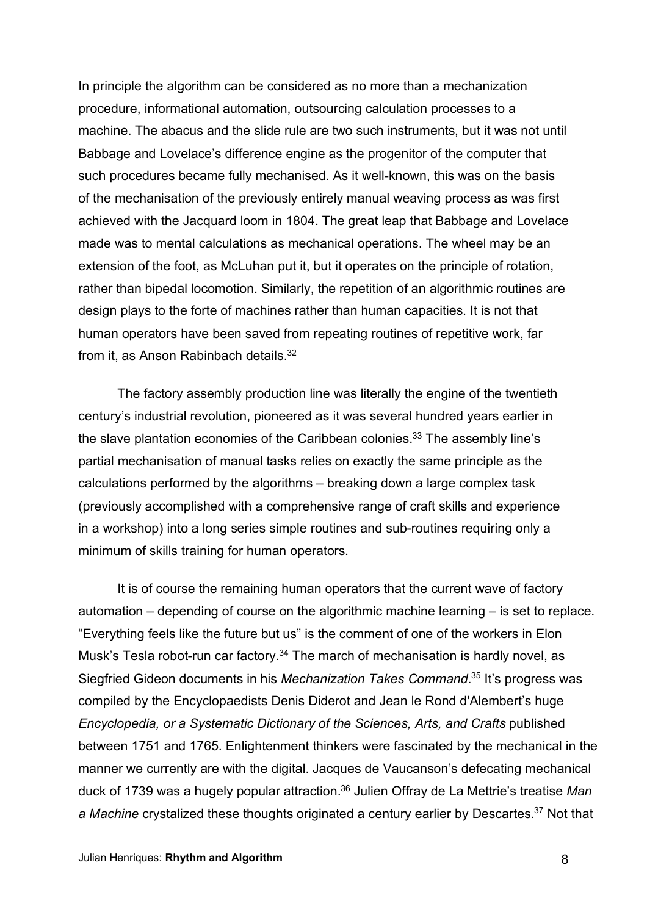In principle the algorithm can be considered as no more than a mechanization procedure, informational automation, outsourcing calculation processes to a machine. The abacus and the slide rule are two such instruments, but it was not until Babbage and Lovelace's difference engine as the progenitor of the computer that such procedures became fully mechanised. As it well-known, this was on the basis of the mechanisation of the previously entirely manual weaving process as was first achieved with the Jacquard loom in 1804. The great leap that Babbage and Lovelace made was to mental calculations as mechanical operations. The wheel may be an extension of the foot, as McLuhan put it, but it operates on the principle of rotation, rather than bipedal locomotion. Similarly, the repetition of an algorithmic routines are design plays to the forte of machines rather than human capacities. It is not that human operators have been saved from repeating routines of repetitive work, far from it, as Anson Rabinbach details.[32]

The factory assembly production line was literally the engine of the twentieth century's industrial revolution, pioneered as it was several hundred years earlier in the slave plantation economies of the Caribbean colonies.[33] The assembly line's partial mechanisation of manual tasks relies on exactly the same principle as the calculations performed by the algorithms – breaking down a large complex task (previously accomplished with a comprehensive range of craft skills and experience in a workshop) into a long series simple routines and sub-routines requiring only a minimum of skills training for human operators.

It is of course the remaining human operators that the current wave of factory automation – depending of course on the algorithmic machine learning – is set to replace. "Everything feels like the future but us" is the comment of one of the workers in Elon Musk's Tesla robot-run car factory.[34] The march of mechanisation is hardly novel, as Siegfried Gideon documents in his *Mechanization Takes Command*.[35] It's progress was compiled by the Encyclopaedists Denis Diderot and Jean le Rond d'Alembert's huge *Encyclopedia, or a Systematic Dictionary of the Sciences, Arts, and Crafts* published between 1751 and 1765. Enlightenment thinkers were fascinated by the mechanical in the manner we currently are with the digital. Jacques de Vaucanson's defecating mechanical duck of 1739 was a hugely popular attraction.[36] Julien Offray de La Mettrie's treatise *Man a Machine* crystalized these thoughts originated a century earlier by Descartes.[37] Not that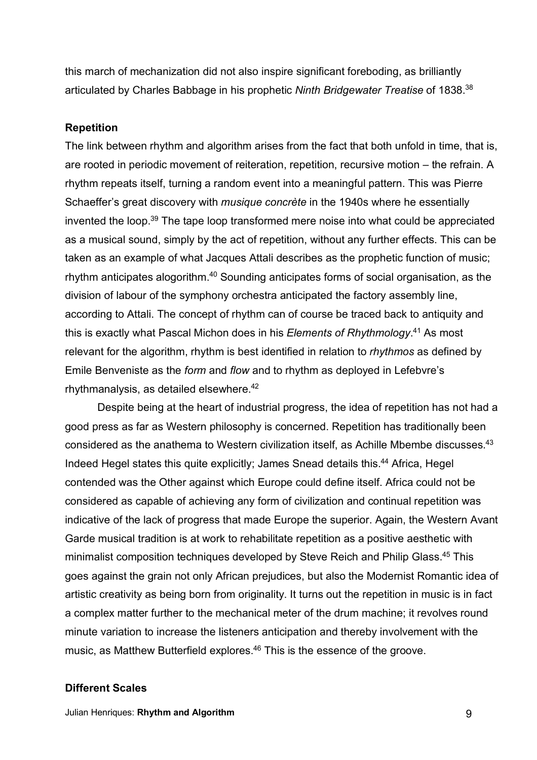this march of mechanization did not also inspire significant foreboding, as brilliantly articulated by Charles Babbage in his prophetic *Ninth Bridgewater Treatise* of 1838.[38]

**Repetition**

The link between rhythm and algorithm arises from the fact that both unfold in time, that is, are rooted in periodic movement of reiteration, repetition, recursive motion – the refrain. A rhythm repeats itself, turning a random event into a meaningful pattern. This was Pierre Schaeffer's great discovery with *musique concrète* in the 1940s where he essentially invented the loop.[39] The tape loop transformed mere noise into what could be appreciated as a musical sound, simply by the act of repetition, without any further effects. This can be taken as an example of what Jacques Attali describes as the prophetic function of music; rhythm anticipates alogorithm.[40] Sounding anticipates forms of social organisation, as the division of labour of the symphony orchestra anticipated the factory assembly line, according to Attali. The concept of rhythm can of course be traced back to antiquity and this is exactly what Pascal Michon does in his *Elements of Rhythmology*.[41] As most relevant for the algorithm, rhythm is best identified in relation to *rhythmos* as defined by Emile Benveniste as the *form* and *flow* and to rhythm as deployed in Lefebvre's rhythmanalysis, as detailed elsewhere.[42]

Despite being at the heart of industrial progress, the idea of repetition has not had a good press as far as Western philosophy is concerned. Repetition has traditionally been considered as the anathema to Western civilization itself, as Achille Mbembe discusses.[43] Indeed Hegel states this quite explicitly; James Snead details this.[44] Africa, Hegel contended was the Other against which Europe could define itself. Africa could not be considered as capable of achieving any form of civilization and continual repetition was indicative of the lack of progress that made Europe the superior. Again, the Western Avant Garde musical tradition is at work to rehabilitate repetition as a positive aesthetic with minimalist composition techniques developed by Steve Reich and Philip Glass.[45] This goes against the grain not only African prejudices, but also the Modernist Romantic idea of artistic creativity as being born from originality. It turns out the repetition in music is in fact a complex matter further to the mechanical meter of the drum machine; it revolves round minute variation to increase the listeners anticipation and thereby involvement with the music, as Matthew Butterfield explores.[46] This is the essence of the groove.

**Different Scales**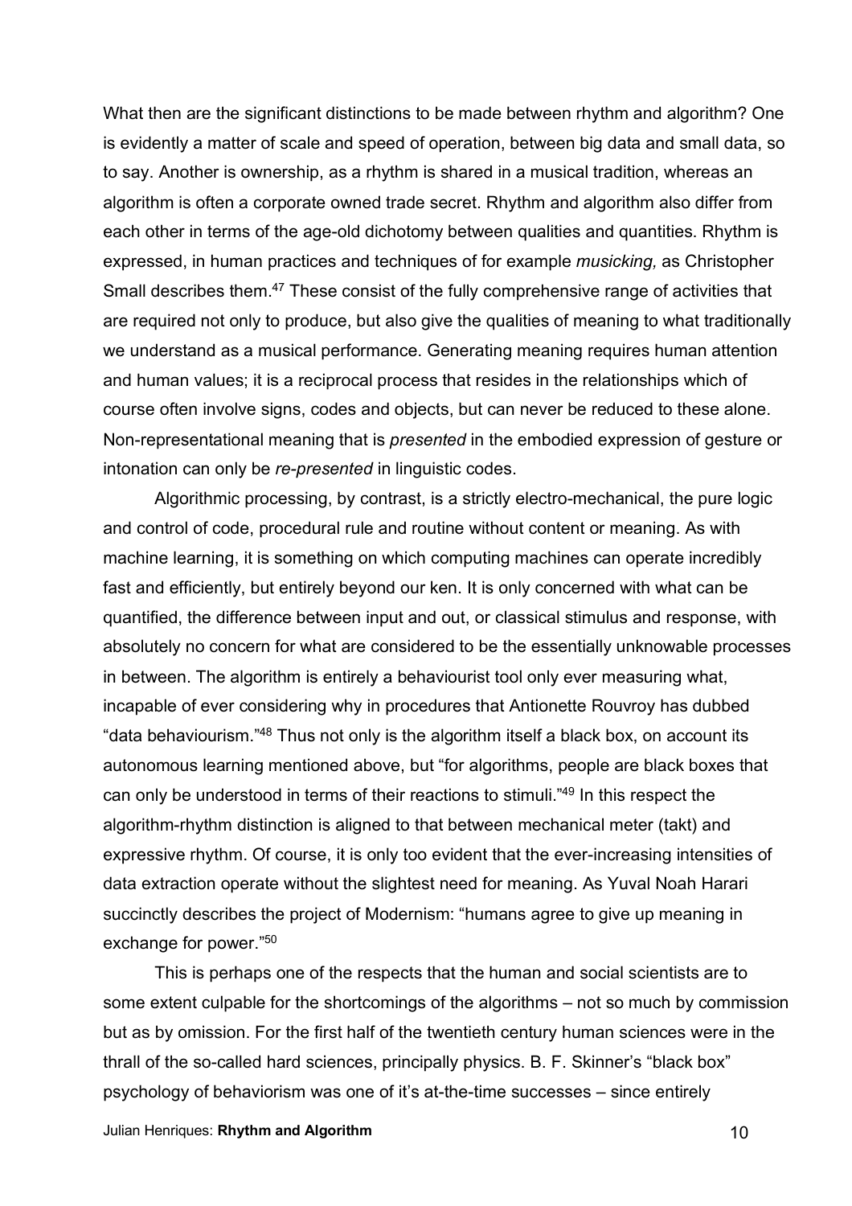What then are the significant distinctions to be made between rhythm and algorithm? One is evidently a matter of scale and speed of operation, between big data and small data, so to say. Another is ownership, as a rhythm is shared in a musical tradition, whereas an algorithm is often a corporate owned trade secret. Rhythm and algorithm also differ from each other in terms of the age-old dichotomy between qualities and quantities. Rhythm is expressed, in human practices and techniques of for example *musicking,* as Christopher Small describes them.[47] These consist of the fully comprehensive range of activities that are required not only to produce, but also give the qualities of meaning to what traditionally we understand as a musical performance. Generating meaning requires human attention and human values; it is a reciprocal process that resides in the relationships which of course often involve signs, codes and objects, but can never be reduced to these alone. Non-representational meaning that is *presented* in the embodied expression of gesture or intonation can only be *re-presented* in linguistic codes.

Algorithmic processing, by contrast, is a strictly electro-mechanical, the pure logic and control of code, procedural rule and routine without content or meaning. As with machine learning, it is something on which computing machines can operate incredibly fast and efficiently, but entirely beyond our ken. It is only concerned with what can be quantified, the difference between input and out, or classical stimulus and response, with absolutely no concern for what are considered to be the essentially unknowable processes in between. The algorithm is entirely a behaviourist tool only ever measuring what, incapable of ever considering why in procedures that Antionette Rouvroy has dubbed "data behaviourism."[48] Thus not only is the algorithm itself a black box, on account its autonomous learning mentioned above, but "for algorithms, people are black boxes that can only be understood in terms of their reactions to stimuli."[49] In this respect the algorithm-rhythm distinction is aligned to that between mechanical meter (takt) and expressive rhythm. Of course, it is only too evident that the ever-increasing intensities of data extraction operate without the slightest need for meaning. As Yuval Noah Harari succinctly describes the project of Modernism: "humans agree to give up meaning in exchange for power."[50]

This is perhaps one of the respects that the human and social scientists are to some extent culpable for the shortcomings of the algorithms – not so much by commission but as by omission. For the first half of the twentieth century human sciences were in the thrall of the so-called hard sciences, principally physics. B. F. Skinner's "black box" psychology of behaviorism was one of it's at-the-time successes – since entirely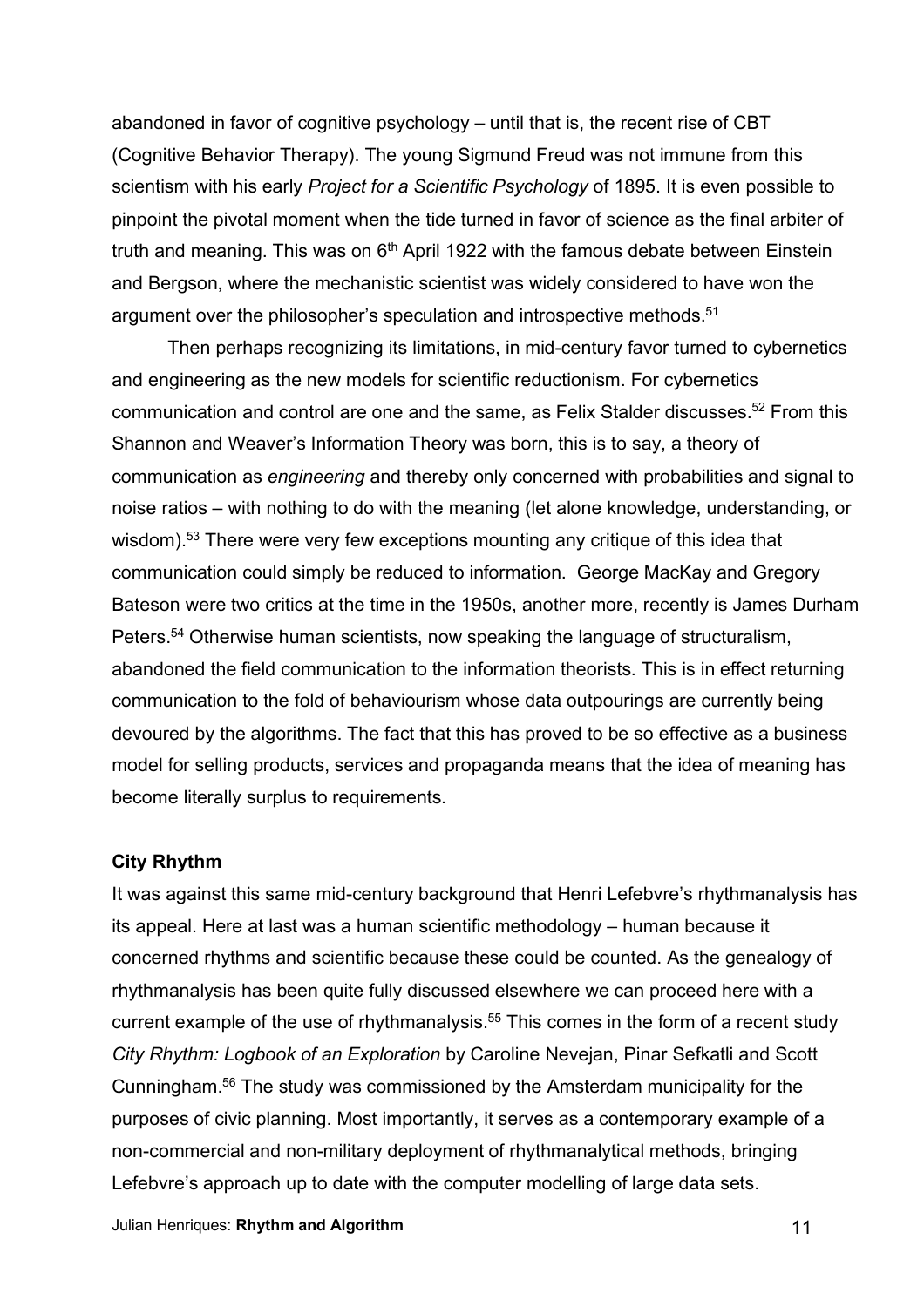abandoned in favor of cognitive psychology – until that is, the recent rise of CBT (Cognitive Behavior Therapy). The young Sigmund Freud was not immune from this scientism with his early *Project for a Scientific Psychology* of 1895. It is even possible to pinpoint the pivotal moment when the tide turned in favor of science as the final arbiter of truth and meaning. This was on 6th April 1922 with the famous debate between Einstein and Bergson, where the mechanistic scientist was widely considered to have won the argument over the philosopher's speculation and introspective methods.[51]

Then perhaps recognizing its limitations, in mid-century favor turned to cybernetics and engineering as the new models for scientific reductionism. For cybernetics communication and control are one and the same, as Felix Stalder discusses.[52] From this Shannon and Weaver's Information Theory was born, this is to say, a theory of communication as *engineering* and thereby only concerned with probabilities and signal to noise ratios – with nothing to do with the meaning (let alone knowledge, understanding, or wisdom).[53] There were very few exceptions mounting any critique of this idea that communication could simply be reduced to information. George MacKay and Gregory Bateson were two critics at the time in the 1950s, another more, recently is James Durham Peters.[54] Otherwise human scientists, now speaking the language of structuralism, abandoned the field communication to the information theorists. This is in effect returning communication to the fold of behaviourism whose data outpourings are currently being devoured by the algorithms. The fact that this has proved to be so effective as a business model for selling products, services and propaganda means that the idea of meaning has become literally surplus to requirements.

**City Rhythm**

It was against this same mid-century background that Henri Lefebvre's rhythmanalysis has its appeal. Here at last was a human scientific methodology – human because it concerned rhythms and scientific because these could be counted. As the genealogy of rhythmanalysis has been quite fully discussed elsewhere we can proceed here with a current example of the use of rhythmanalysis.[55] This comes in the form of a recent study *City Rhythm: Logbook of an Exploration* by Caroline Nevejan, Pinar Sefkatli and Scott Cunningham.[56] The study was commissioned by the Amsterdam municipality for the purposes of civic planning. Most importantly, it serves as a contemporary example of a non-commercial and non-military deployment of rhythmanalytical methods, bringing Lefebvre's approach up to date with the computer modelling of large data sets.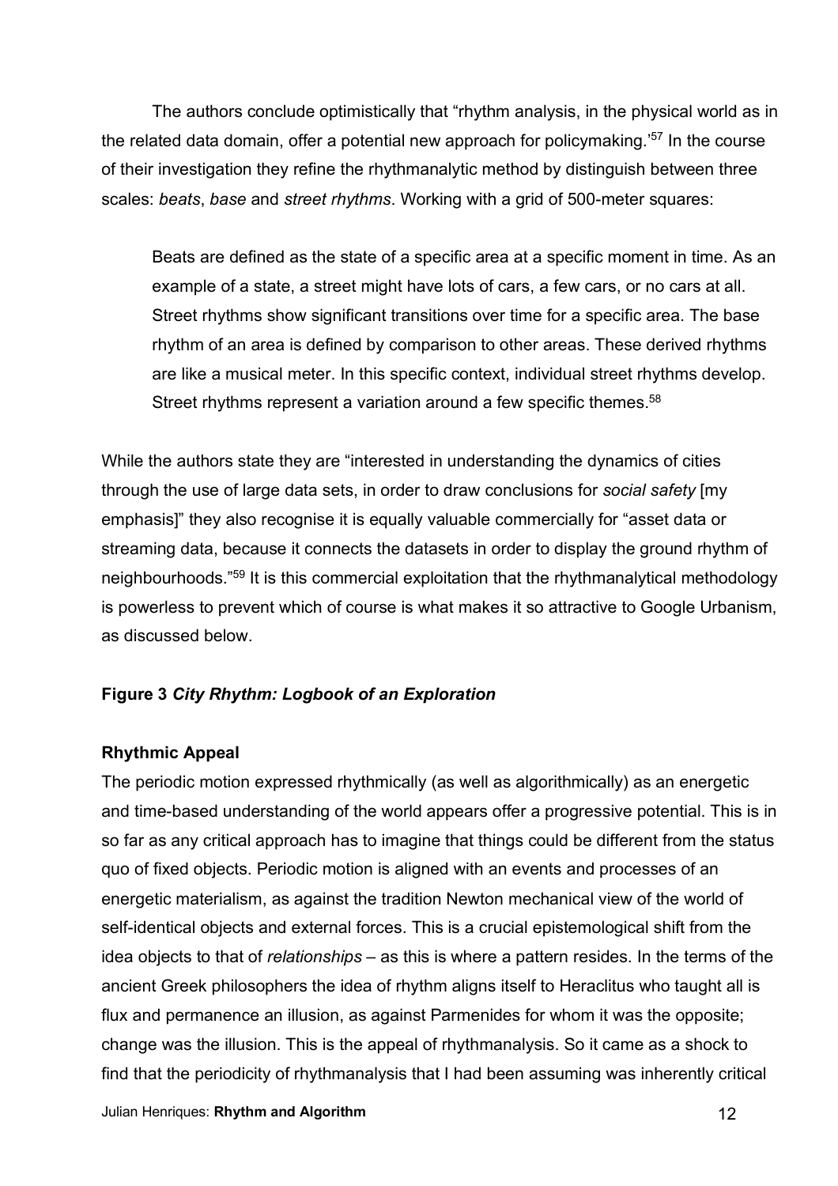The authors conclude optimistically that “rhythm analysis, in the physical world as in the related data domain, offer a potential new approach for policymaking.’[57] In the course of their investigation they refine the rhythmanalytic method by distinguish between three scales: *beats*, *base* and *street rhythms*. Working with a grid of 500-meter squares:

> Beats are defined as the state of a specific area at a specific moment in time. As an example of a state, a street might have lots of cars, a few cars, or no cars at all. Street rhythms show significant transitions over time for a specific area. The base rhythm of an area is defined by comparison to other areas. These derived rhythms are like a musical meter. In this specific context, individual street rhythms develop. Street rhythms represent a variation around a few specific themes.[58]

While the authors state they are “interested in understanding the dynamics of cities through the use of large data sets, in order to draw conclusions for *social safety* [my emphasis]” they also recognise it is equally valuable commercially for “asset data or streaming data, because it connects the datasets in order to display the ground rhythm of neighbourhoods.”[59] It is this commercial exploitation that the rhythmanalytical methodology is powerless to prevent which of course is what makes it so attractive to Google Urbanism, as discussed below.

**Figure 3** ***City Rhythm: Logbook of an Exploration***

**Rhythmic Appeal**

The periodic motion expressed rhythmically (as well as algorithmically) as an energetic and time-based understanding of the world appears offer a progressive potential. This is in so far as any critical approach has to imagine that things could be different from the status quo of fixed objects. Periodic motion is aligned with an events and processes of an energetic materialism, as against the tradition Newton mechanical view of the world of self-identical objects and external forces. This is a crucial epistemological shift from the idea objects to that of *relationships* – as this is where a pattern resides. In the terms of the ancient Greek philosophers the idea of rhythm aligns itself to Heraclitus who taught all is flux and permanence an illusion, as against Parmenides for whom it was the opposite; change was the illusion. This is the appeal of rhythmanalysis. So it came as a shock to find that the periodicity of rhythmanalysis that I had been assuming was inherently critical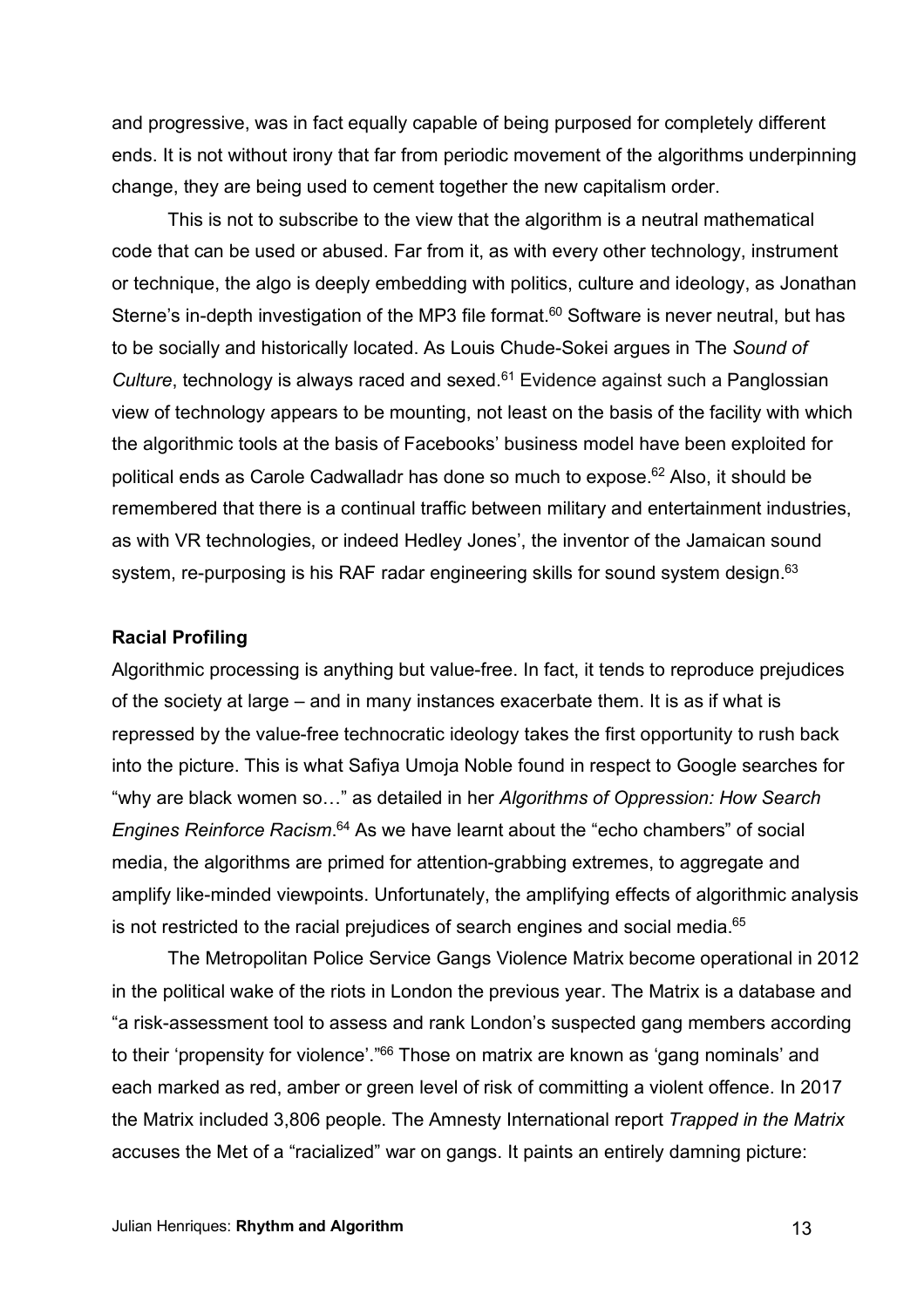and progressive, was in fact equally capable of being purposed for completely different ends. It is not without irony that far from periodic movement of the algorithms underpinning change, they are being used to cement together the new capitalism order.

This is not to subscribe to the view that the algorithm is a neutral mathematical code that can be used or abused. Far from it, as with every other technology, instrument or technique, the algo is deeply embedding with politics, culture and ideology, as Jonathan Sterne's in-depth investigation of the MP3 file format.[60] Software is never neutral, but has to be socially and historically located. As Louis Chude-Sokei argues in The *Sound of Culture*, technology is always raced and sexed.[61] Evidence against such a Panglossian view of technology appears to be mounting, not least on the basis of the facility with which the algorithmic tools at the basis of Facebooks' business model have been exploited for political ends as Carole Cadwalladr has done so much to expose.[62] Also, it should be remembered that there is a continual traffic between military and entertainment industries, as with VR technologies, or indeed Hedley Jones', the inventor of the Jamaican sound system, re-purposing is his RAF radar engineering skills for sound system design.[63]

**Racial Profiling**

Algorithmic processing is anything but value-free. In fact, it tends to reproduce prejudices of the society at large – and in many instances exacerbate them. It is as if what is repressed by the value-free technocratic ideology takes the first opportunity to rush back into the picture. This is what Safiya Umoja Noble found in respect to Google searches for "why are black women so…" as detailed in her *Algorithms of Oppression: How Search Engines Reinforce Racism*.[64] As we have learnt about the "echo chambers" of social media, the algorithms are primed for attention-grabbing extremes, to aggregate and amplify like-minded viewpoints. Unfortunately, the amplifying effects of algorithmic analysis is not restricted to the racial prejudices of search engines and social media.[65]

The Metropolitan Police Service Gangs Violence Matrix become operational in 2012 in the political wake of the riots in London the previous year. The Matrix is a database and "a risk-assessment tool to assess and rank London's suspected gang members according to their 'propensity for violence'."[66] Those on matrix are known as 'gang nominals' and each marked as red, amber or green level of risk of committing a violent offence. In 2017 the Matrix included 3,806 people. The Amnesty International report *Trapped in the Matrix* accuses the Met of a "racialized" war on gangs. It paints an entirely damning picture: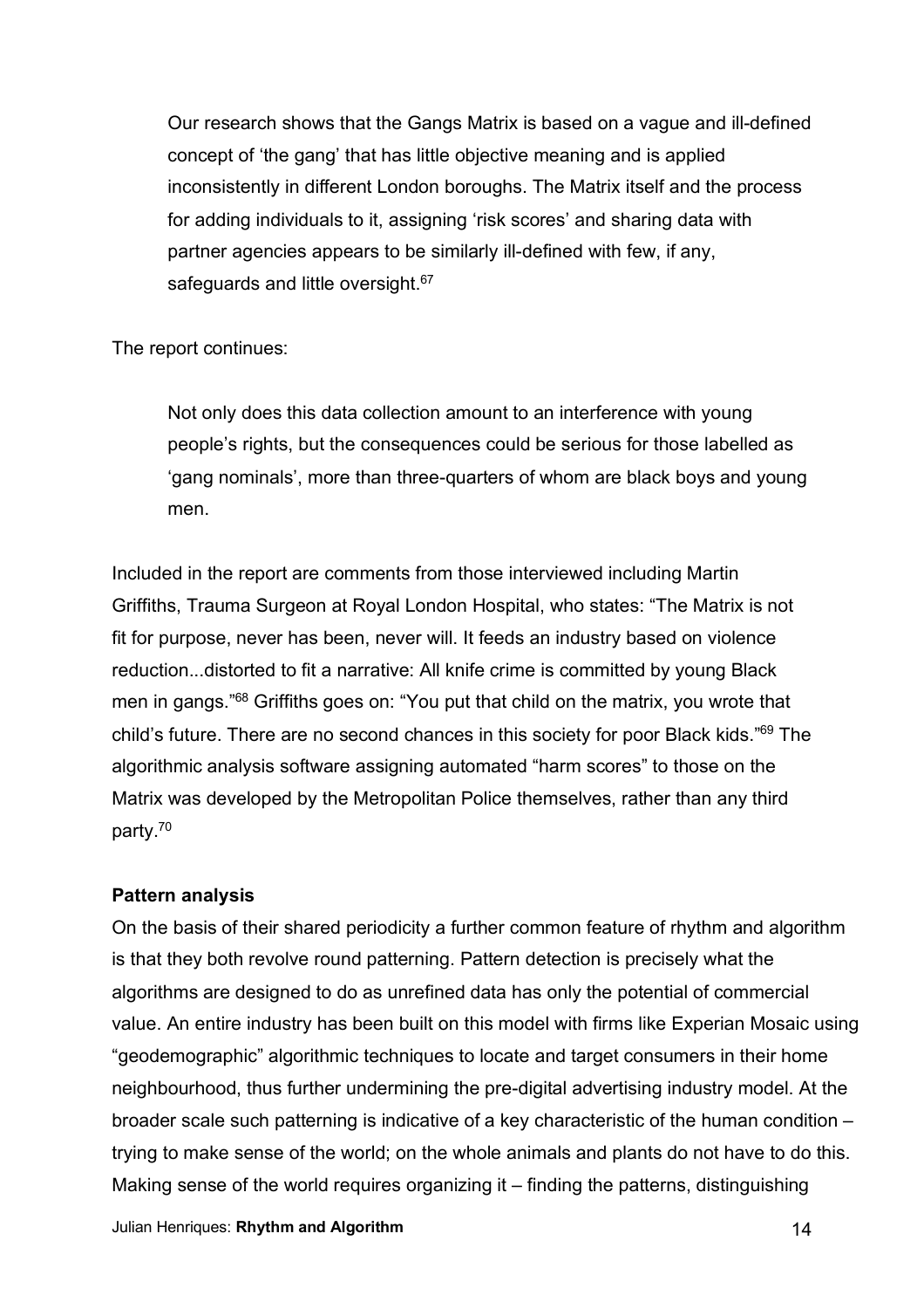> Our research shows that the Gangs Matrix is based on a vague and ill-defined concept of 'the gang' that has little objective meaning and is applied inconsistently in different London boroughs. The Matrix itself and the process for adding individuals to it, assigning 'risk scores' and sharing data with partner agencies appears to be similarly ill-defined with few, if any, safeguards and little oversight.[67]

The report continues:

> Not only does this data collection amount to an interference with young people's rights, but the consequences could be serious for those labelled as 'gang nominals', more than three-quarters of whom are black boys and young men.

Included in the report are comments from those interviewed including Martin Griffiths, Trauma Surgeon at Royal London Hospital, who states: "The Matrix is not fit for purpose, never has been, never will. It feeds an industry based on violence reduction...distorted to fit a narrative: All knife crime is committed by young Black men in gangs."[68] Griffiths goes on: "You put that child on the matrix, you wrote that child's future. There are no second chances in this society for poor Black kids."[69] The algorithmic analysis software assigning automated "harm scores" to those on the Matrix was developed by the Metropolitan Police themselves, rather than any third party.[70]

**Pattern analysis**

On the basis of their shared periodicity a further common feature of rhythm and algorithm is that they both revolve round patterning. Pattern detection is precisely what the algorithms are designed to do as unrefined data has only the potential of commercial value. An entire industry has been built on this model with firms like Experian Mosaic using "geodemographic" algorithmic techniques to locate and target consumers in their home neighbourhood, thus further undermining the pre-digital advertising industry model. At the broader scale such patterning is indicative of a key characteristic of the human condition – trying to make sense of the world; on the whole animals and plants do not have to do this. Making sense of the world requires organizing it – finding the patterns, distinguishing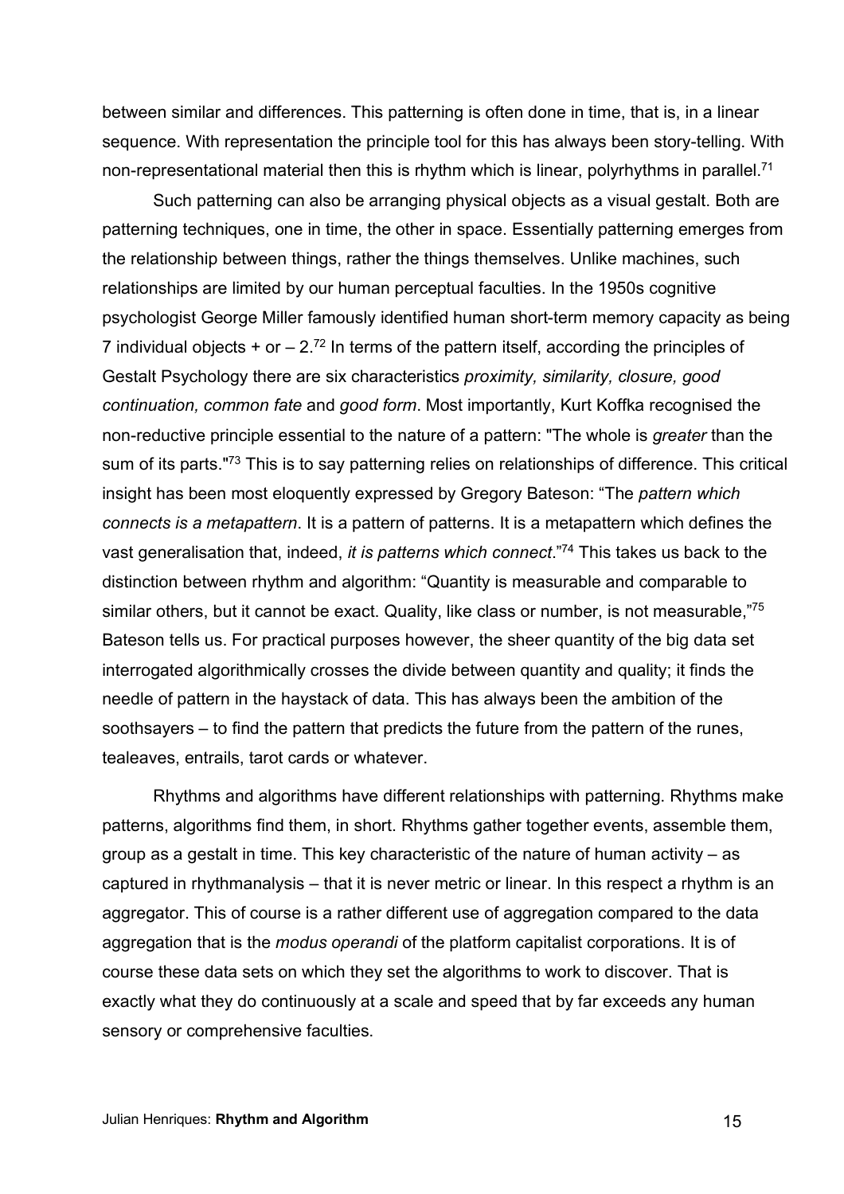between similar and differences. This patterning is often done in time, that is, in a linear sequence. With representation the principle tool for this has always been story-telling. With non-representational material then this is rhythm which is linear, polyrhythms in parallel.[71]

Such patterning can also be arranging physical objects as a visual gestalt. Both are patterning techniques, one in time, the other in space. Essentially patterning emerges from the relationship between things, rather the things themselves. Unlike machines, such relationships are limited by our human perceptual faculties. In the 1950s cognitive psychologist George Miller famously identified human short-term memory capacity as being 7 individual objects + or – 2.[72] In terms of the pattern itself, according the principles of Gestalt Psychology there are six characteristics *proximity, similarity, closure, good continuation, common fate* and *good form*. Most importantly, Kurt Koffka recognised the non-reductive principle essential to the nature of a pattern: "The whole is *greater* than the sum of its parts."[73] This is to say patterning relies on relationships of difference. This critical insight has been most eloquently expressed by Gregory Bateson: "The *pattern which connects is a metapattern*. It is a pattern of patterns. It is a metapattern which defines the vast generalisation that, indeed, *it is patterns which connect*."[74] This takes us back to the distinction between rhythm and algorithm: "Quantity is measurable and comparable to similar others, but it cannot be exact. Quality, like class or number, is not measurable,"[75] Bateson tells us. For practical purposes however, the sheer quantity of the big data set interrogated algorithmically crosses the divide between quantity and quality; it finds the needle of pattern in the haystack of data. This has always been the ambition of the soothsayers – to find the pattern that predicts the future from the pattern of the runes, tealeaves, entrails, tarot cards or whatever.

Rhythms and algorithms have different relationships with patterning. Rhythms make patterns, algorithms find them, in short. Rhythms gather together events, assemble them, group as a gestalt in time. This key characteristic of the nature of human activity – as captured in rhythmanalysis – that it is never metric or linear. In this respect a rhythm is an aggregator. This of course is a rather different use of aggregation compared to the data aggregation that is the *modus operandi* of the platform capitalist corporations. It is of course these data sets on which they set the algorithms to work to discover. That is exactly what they do continuously at a scale and speed that by far exceeds any human sensory or comprehensive faculties.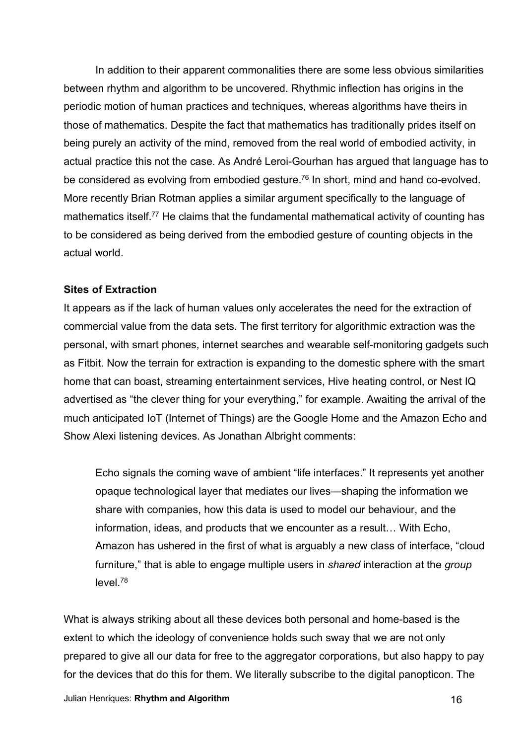In addition to their apparent commonalities there are some less obvious similarities between rhythm and algorithm to be uncovered. Rhythmic inflection has origins in the periodic motion of human practices and techniques, whereas algorithms have theirs in those of mathematics. Despite the fact that mathematics has traditionally prides itself on being purely an activity of the mind, removed from the real world of embodied activity, in actual practice this not the case. As André Leroi-Gourhan has argued that language has to be considered as evolving from embodied gesture.[76] In short, mind and hand co-evolved. More recently Brian Rotman applies a similar argument specifically to the language of mathematics itself.[77] He claims that the fundamental mathematical activity of counting has to be considered as being derived from the embodied gesture of counting objects in the actual world.

**Sites of Extraction**

It appears as if the lack of human values only accelerates the need for the extraction of commercial value from the data sets. The first territory for algorithmic extraction was the personal, with smart phones, internet searches and wearable self-monitoring gadgets such as Fitbit. Now the terrain for extraction is expanding to the domestic sphere with the smart home that can boast, streaming entertainment services, Hive heating control, or Nest IQ advertised as "the clever thing for your everything," for example. Awaiting the arrival of the much anticipated IoT (Internet of Things) are the Google Home and the Amazon Echo and Show Alexi listening devices. As Jonathan Albright comments:

> Echo signals the coming wave of ambient "life interfaces." It represents yet another opaque technological layer that mediates our lives—shaping the information we share with companies, how this data is used to model our behaviour, and the information, ideas, and products that we encounter as a result… With Echo, Amazon has ushered in the first of what is arguably a new class of interface, "cloud furniture," that is able to engage multiple users in *shared* interaction at the *group* level.[78]

What is always striking about all these devices both personal and home-based is the extent to which the ideology of convenience holds such sway that we are not only prepared to give all our data for free to the aggregator corporations, but also happy to pay for the devices that do this for them. We literally subscribe to the digital panopticon. The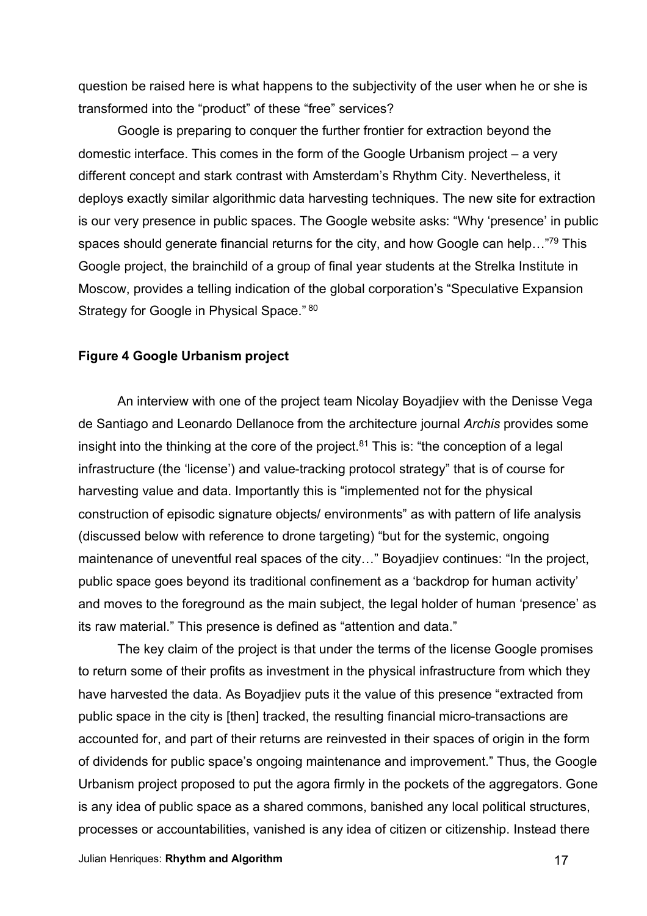question be raised here is what happens to the subjectivity of the user when he or she is transformed into the "product" of these "free" services?

Google is preparing to conquer the further frontier for extraction beyond the domestic interface. This comes in the form of the Google Urbanism project – a very different concept and stark contrast with Amsterdam's Rhythm City. Nevertheless, it deploys exactly similar algorithmic data harvesting techniques. The new site for extraction is our very presence in public spaces. The Google website asks: "Why 'presence' in public spaces should generate financial returns for the city, and how Google can help…"[79] This Google project, the brainchild of a group of final year students at the Strelka Institute in Moscow, provides a telling indication of the global corporation's "Speculative Expansion Strategy for Google in Physical Space." [80]

**Figure 4 Google Urbanism project**

An interview with one of the project team Nicolay Boyadjiev with the Denisse Vega de Santiago and Leonardo Dellanoce from the architecture journal *Archis* provides some insight into the thinking at the core of the project.[81] This is: "the conception of a legal infrastructure (the 'license') and value-tracking protocol strategy" that is of course for harvesting value and data. Importantly this is "implemented not for the physical construction of episodic signature objects/ environments" as with pattern of life analysis (discussed below with reference to drone targeting) "but for the systemic, ongoing maintenance of uneventful real spaces of the city…" Boyadjiev continues: "In the project, public space goes beyond its traditional confinement as a 'backdrop for human activity' and moves to the foreground as the main subject, the legal holder of human 'presence' as its raw material." This presence is defined as "attention and data."

The key claim of the project is that under the terms of the license Google promises to return some of their profits as investment in the physical infrastructure from which they have harvested the data. As Boyadjiev puts it the value of this presence "extracted from public space in the city is [then] tracked, the resulting financial micro-transactions are accounted for, and part of their returns are reinvested in their spaces of origin in the form of dividends for public space's ongoing maintenance and improvement." Thus, the Google Urbanism project proposed to put the agora firmly in the pockets of the aggregators. Gone is any idea of public space as a shared commons, banished any local political structures, processes or accountabilities, vanished is any idea of citizen or citizenship. Instead there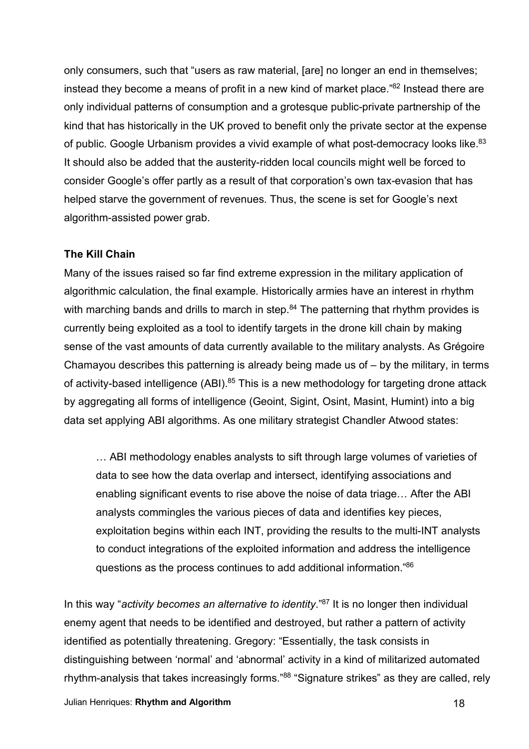only consumers, such that "users as raw material, [are] no longer an end in themselves; instead they become a means of profit in a new kind of market place."[82] Instead there are only individual patterns of consumption and a grotesque public-private partnership of the kind that has historically in the UK proved to benefit only the private sector at the expense of public. Google Urbanism provides a vivid example of what post-democracy looks like.[83] It should also be added that the austerity-ridden local councils might well be forced to consider Google's offer partly as a result of that corporation's own tax-evasion that has helped starve the government of revenues. Thus, the scene is set for Google's next algorithm-assisted power grab.

**The Kill Chain**

Many of the issues raised so far find extreme expression in the military application of algorithmic calculation, the final example. Historically armies have an interest in rhythm with marching bands and drills to march in step.[84] The patterning that rhythm provides is currently being exploited as a tool to identify targets in the drone kill chain by making sense of the vast amounts of data currently available to the military analysts. As Grégoire Chamayou describes this patterning is already being made us of – by the military, in terms of activity-based intelligence (ABI).[85] This is a new methodology for targeting drone attack by aggregating all forms of intelligence (Geoint, Sigint, Osint, Masint, Humint) into a big data set applying ABI algorithms. As one military strategist Chandler Atwood states:

> … ABI methodology enables analysts to sift through large volumes of varieties of data to see how the data overlap and intersect, identifying associations and enabling significant events to rise above the noise of data triage… After the ABI analysts commingles the various pieces of data and identifies key pieces, exploitation begins within each INT, providing the results to the multi-INT analysts to conduct integrations of the exploited information and address the intelligence questions as the process continues to add additional information."[86]

In this way "*activity becomes an alternative to identity*."[87] It is no longer then individual enemy agent that needs to be identified and destroyed, but rather a pattern of activity identified as potentially threatening. Gregory: "Essentially, the task consists in distinguishing between 'normal' and 'abnormal' activity in a kind of militarized automated rhythm-analysis that takes increasingly forms."[88] "Signature strikes" as they are called, rely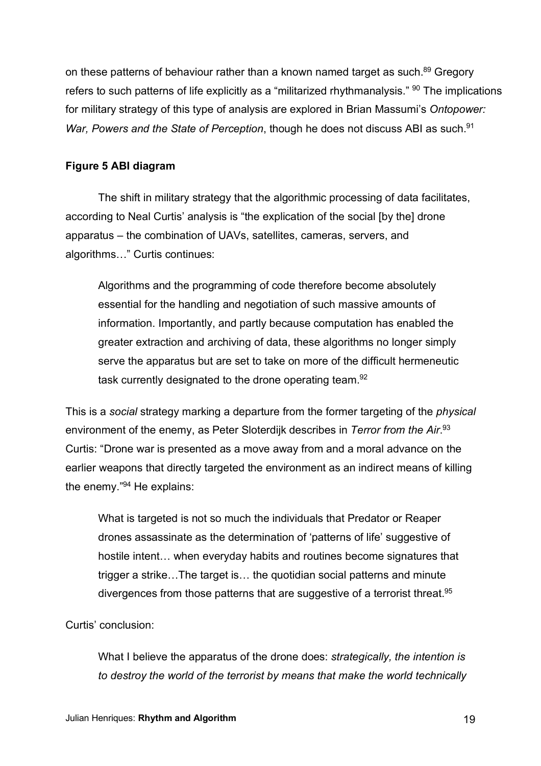on these patterns of behaviour rather than a known named target as such.[89] Gregory refers to such patterns of life explicitly as a "militarized rhythmanalysis." [90] The implications for military strategy of this type of analysis are explored in Brian Massumi's *Ontopower: War, Powers and the State of Perception*, though he does not discuss ABI as such.[91]

**Figure 5 ABI diagram**

The shift in military strategy that the algorithmic processing of data facilitates, according to Neal Curtis' analysis is "the explication of the social [by the] drone apparatus – the combination of UAVs, satellites, cameras, servers, and algorithms…" Curtis continues:

> Algorithms and the programming of code therefore become absolutely essential for the handling and negotiation of such massive amounts of information. Importantly, and partly because computation has enabled the greater extraction and archiving of data, these algorithms no longer simply serve the apparatus but are set to take on more of the difficult hermeneutic task currently designated to the drone operating team.[92]

This is a *social* strategy marking a departure from the former targeting of the *physical* environment of the enemy, as Peter Sloterdijk describes in *Terror from the Air*.[93] Curtis: "Drone war is presented as a move away from and a moral advance on the earlier weapons that directly targeted the environment as an indirect means of killing the enemy."[94] He explains:

> What is targeted is not so much the individuals that Predator or Reaper drones assassinate as the determination of 'patterns of life' suggestive of hostile intent… when everyday habits and routines become signatures that trigger a strike…The target is… the quotidian social patterns and minute divergences from those patterns that are suggestive of a terrorist threat.[95]

Curtis' conclusion:

> What I believe the apparatus of the drone does: *strategically, the intention is to destroy the world of the terrorist by means that make the world technically*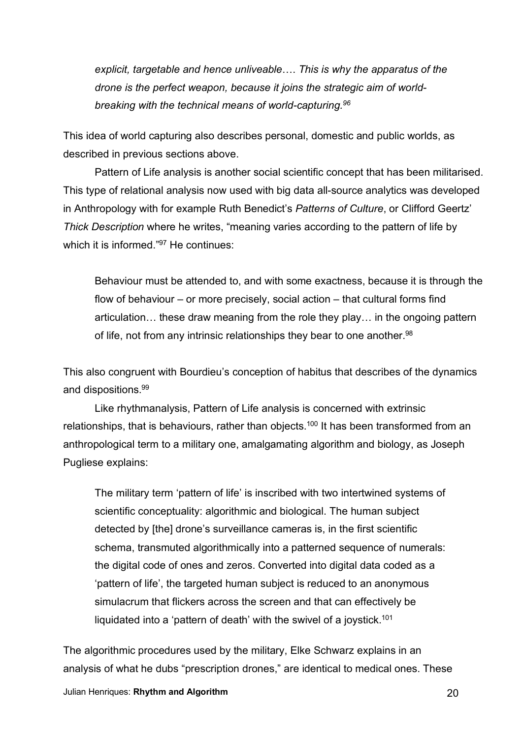> *explicit, targetable and hence unliveable…. This is why the apparatus of the drone is the perfect weapon, because it joins the strategic aim of world-breaking with the technical means of world-capturing.*[96]

This idea of world capturing also describes personal, domestic and public worlds, as described in previous sections above.

Pattern of Life analysis is another social scientific concept that has been militarised. This type of relational analysis now used with big data all-source analytics was developed in Anthropology with for example Ruth Benedict's *Patterns of Culture*, or Clifford Geertz' *Thick Description* where he writes, "meaning varies according to the pattern of life by which it is informed."[97] He continues:

> Behaviour must be attended to, and with some exactness, because it is through the flow of behaviour – or more precisely, social action – that cultural forms find articulation… these draw meaning from the role they play… in the ongoing pattern of life, not from any intrinsic relationships they bear to one another.[98]

This also congruent with Bourdieu's conception of habitus that describes of the dynamics and dispositions.[99]

Like rhythmanalysis, Pattern of Life analysis is concerned with extrinsic relationships, that is behaviours, rather than objects.[100] It has been transformed from an anthropological term to a military one, amalgamating algorithm and biology, as Joseph Pugliese explains:

> The military term 'pattern of life' is inscribed with two intertwined systems of scientific conceptuality: algorithmic and biological. The human subject detected by [the] drone's surveillance cameras is, in the first scientific schema, transmuted algorithmically into a patterned sequence of numerals: the digital code of ones and zeros. Converted into digital data coded as a 'pattern of life', the targeted human subject is reduced to an anonymous simulacrum that flickers across the screen and that can effectively be liquidated into a 'pattern of death' with the swivel of a joystick.[101]

The algorithmic procedures used by the military, Elke Schwarz explains in an analysis of what he dubs "prescription drones," are identical to medical ones. These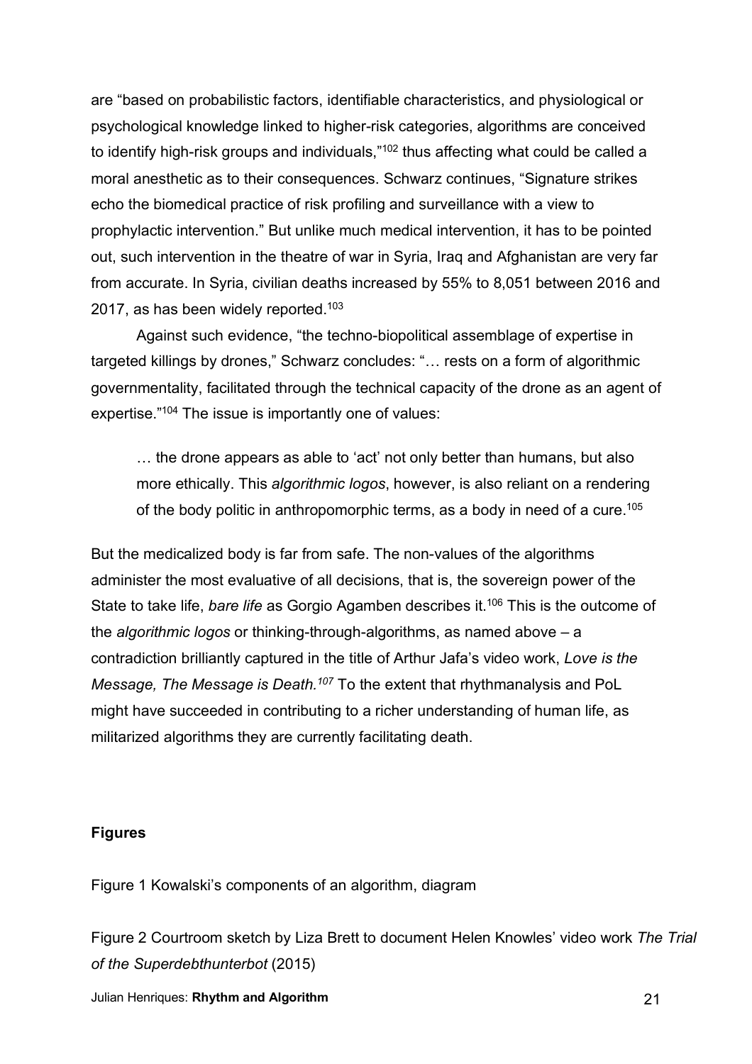are "based on probabilistic factors, identifiable characteristics, and physiological or psychological knowledge linked to higher-risk categories, algorithms are conceived to identify high-risk groups and individuals,"[102] thus affecting what could be called a moral anesthetic as to their consequences. Schwarz continues, "Signature strikes echo the biomedical practice of risk profiling and surveillance with a view to prophylactic intervention." But unlike much medical intervention, it has to be pointed out, such intervention in the theatre of war in Syria, Iraq and Afghanistan are very far from accurate. In Syria, civilian deaths increased by 55% to 8,051 between 2016 and 2017, as has been widely reported.[103]

Against such evidence, "the techno-biopolitical assemblage of expertise in targeted killings by drones," Schwarz concludes: "… rests on a form of algorithmic governmentality, facilitated through the technical capacity of the drone as an agent of expertise."[104] The issue is importantly one of values:

> … the drone appears as able to 'act' not only better than humans, but also more ethically. This *algorithmic logos*, however, is also reliant on a rendering of the body politic in anthropomorphic terms, as a body in need of a cure.[105]

But the medicalized body is far from safe. The non-values of the algorithms administer the most evaluative of all decisions, that is, the sovereign power of the State to take life, *bare life* as Gorgio Agamben describes it.[106] This is the outcome of the *algorithmic logos* or thinking-through-algorithms, as named above – a contradiction brilliantly captured in the title of Arthur Jafa's video work, *Love is the Message, The Message is Death.*[107] To the extent that rhythmanalysis and PoL might have succeeded in contributing to a richer understanding of human life, as militarized algorithms they are currently facilitating death.

**Figures**

Figure 1 Kowalski's components of an algorithm, diagram

Figure 2 Courtroom sketch by Liza Brett to document Helen Knowles' video work *The Trial of the Superdebthunterbot* (2015)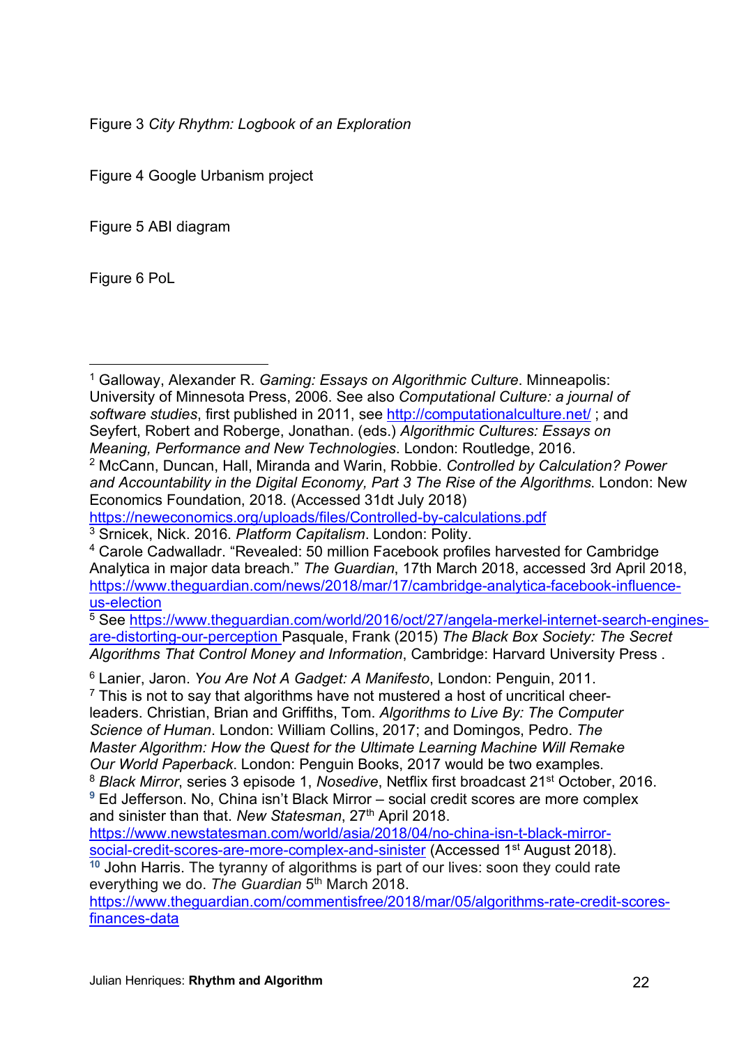Figure 3 *City Rhythm: Logbook of an Exploration*

Figure 4 Google Urbanism project

Figure 5 ABI diagram

Figure 6 PoL

---

[1] Galloway, Alexander R. *Gaming: Essays on Algorithmic Culture*. Minneapolis: University of Minnesota Press, 2006. See also *Computational Culture: a journal of software studies*, first published in 2011, see http://computationalculture.net/ ; and Seyfert, Robert and Roberge, Jonathan. (eds.) *Algorithmic Cultures: Essays on Meaning, Performance and New Technologies*. London: Routledge, 2016.

[2] McCann, Duncan, Hall, Miranda and Warin, Robbie. *Controlled by Calculation? Power and Accountability in the Digital Economy, Part 3 The Rise of the Algorithms*. London: New Economics Foundation, 2018. (Accessed 31dt July 2018) https://neweconomics.org/uploads/files/Controlled-by-calculations.pdf

[3] Srnicek, Nick. 2016. *Platform Capitalism*. London: Polity.

[4] Carole Cadwalladr. "Revealed: 50 million Facebook profiles harvested for Cambridge Analytica in major data breach." *The Guardian*, 17th March 2018, accessed 3rd April 2018, https://www.theguardian.com/news/2018/mar/17/cambridge-analytica-facebook-influence-us-election

[5] See https://www.theguardian.com/world/2016/oct/27/angela-merkel-internet-search-engines-are-distorting-our-perception Pasquale, Frank (2015) *The Black Box Society: The Secret Algorithms That Control Money and Information*, Cambridge: Harvard University Press .

[6] Lanier, Jaron. *You Are Not A Gadget: A Manifesto*, London: Penguin, 2011.

[7] This is not to say that algorithms have not mustered a host of uncritical cheer-leaders. Christian, Brian and Griffiths, Tom. *Algorithms to Live By: The Computer Science of Human*. London: William Collins, 2017; and Domingos, Pedro. *The Master Algorithm: How the Quest for the Ultimate Learning Machine Will Remake Our World Paperback*. London: Penguin Books, 2017 would be two examples.

[8] *Black Mirror*, series 3 episode 1, *Nosedive*, Netflix first broadcast 21st October, 2016.

[9] Ed Jefferson. No, China isn't Black Mirror – social credit scores are more complex and sinister than that. *New Statesman*, 27th April 2018. https://www.newstatesman.com/world/asia/2018/04/no-china-isn-t-black-mirror-social-credit-scores-are-more-complex-and-sinister (Accessed 1st August 2018).

[10] John Harris. The tyranny of algorithms is part of our lives: soon they could rate everything we do. *The Guardian* 5th March 2018. https://www.theguardian.com/commentisfree/2018/mar/05/algorithms-rate-credit-scores-finances-data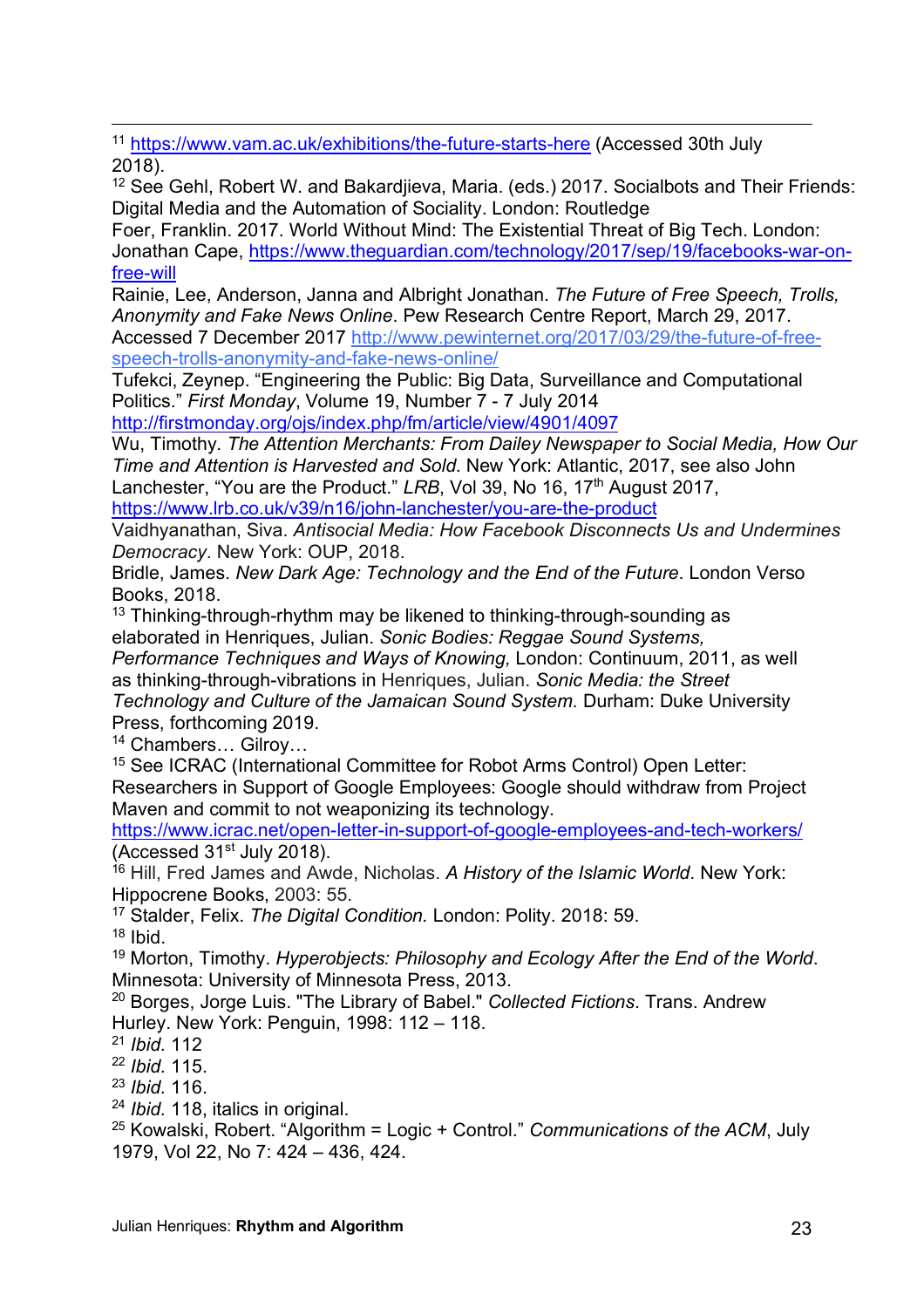[11] https://www.vam.ac.uk/exhibitions/the-future-starts-here (Accessed 30th July 2018).

[12] See Gehl, Robert W. and Bakardjieva, Maria. (eds.) 2017. Socialbots and Their Friends: Digital Media and the Automation of Sociality. London: Routledge

Foer, Franklin. 2017. World Without Mind: The Existential Threat of Big Tech. London: Jonathan Cape, https://www.theguardian.com/technology/2017/sep/19/facebooks-war-on-free-will

Rainie, Lee, Anderson, Janna and Albright Jonathan. *The Future of Free Speech, Trolls, Anonymity and Fake News Online*. Pew Research Centre Report, March 29, 2017. Accessed 7 December 2017 http://www.pewinternet.org/2017/03/29/the-future-of-free-speech-trolls-anonymity-and-fake-news-online/

Tufekci, Zeynep. "Engineering the Public: Big Data, Surveillance and Computational Politics." *First Monday*, Volume 19, Number 7 - 7 July 2014 http://firstmonday.org/ojs/index.php/fm/article/view/4901/4097

Wu, Timothy. *The Attention Merchants: From Dailey Newspaper to Social Media, How Our Time and Attention is Harvested and Sold*. New York: Atlantic, 2017, see also John Lanchester, "You are the Product." *LRB*, Vol 39, No 16, 17th August 2017, https://www.lrb.co.uk/v39/n16/john-lanchester/you-are-the-product

Vaidhyanathan, Siva. *Antisocial Media: How Facebook Disconnects Us and Undermines Democracy*. New York: OUP, 2018.

Bridle, James. *New Dark Age: Technology and the End of the Future*. London Verso Books, 2018.

[13] Thinking-through-rhythm may be likened to thinking-through-sounding as elaborated in Henriques, Julian. *Sonic Bodies: Reggae Sound Systems, Performance Techniques and Ways of Knowing,* London: Continuum, 2011, as well as thinking-through-vibrations in Henriques, Julian. *Sonic Media: the Street Technology and Culture of the Jamaican Sound System.* Durham: Duke University Press, forthcoming 2019.

[14] Chambers… Gilroy…

[15] See ICRAC (International Committee for Robot Arms Control) Open Letter: Researchers in Support of Google Employees: Google should withdraw from Project Maven and commit to not weaponizing its technology. https://www.icrac.net/open-letter-in-support-of-google-employees-and-tech-workers/ (Accessed 31st July 2018).

[16] Hill, Fred James and Awde, Nicholas. *A History of the Islamic World*. New York: Hippocrene Books, 2003: 55.

[17] Stalder, Felix. *The Digital Condition.* London: Polity. 2018: 59.

[18] Ibid.

[19] Morton, Timothy. *Hyperobjects: Philosophy and Ecology After the End of the World*. Minnesota: University of Minnesota Press, 2013.

[20] Borges, Jorge Luis. "The Library of Babel." *Collected Fictions*. Trans. Andrew Hurley. New York: Penguin, 1998: 112 – 118.

[21] *Ibid.* 112

[22] *Ibid.* 115.

[23] *Ibid.* 116.

[24] *Ibid.* 118, italics in original.

[25] Kowalski, Robert. "Algorithm = Logic + Control." *Communications of the ACM*, July 1979, Vol 22, No 7: 424 – 436, 424.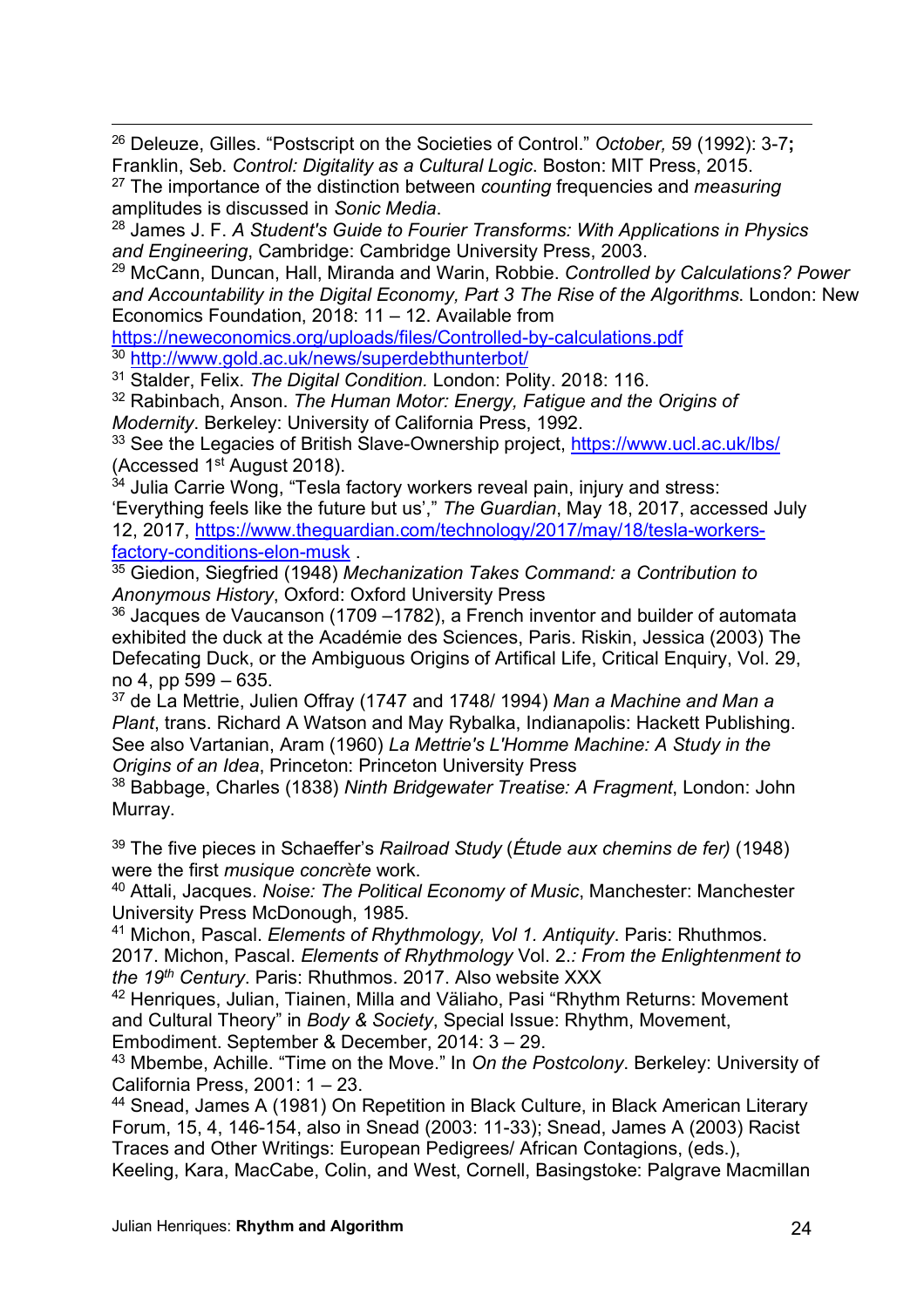[26] Deleuze, Gilles. "Postscript on the Societies of Control." *October,* 59 (1992): 3-7**;** Franklin, Seb. *Control: Digitality as a Cultural Logic*. Boston: MIT Press, 2015.

[27] The importance of the distinction between *counting* frequencies and *measuring* amplitudes is discussed in *Sonic Media*.

[28] James J. F. *A Student's Guide to Fourier Transforms: With Applications in Physics and Engineering*, Cambridge: Cambridge University Press, 2003.

[29] McCann, Duncan, Hall, Miranda and Warin, Robbie. *Controlled by Calculations? Power and Accountability in the Digital Economy, Part 3 The Rise of the Algorithms*. London: New Economics Foundation, 2018: 11 – 12. Available from https://neweconomics.org/uploads/files/Controlled-by-calculations.pdf

[30] http://www.gold.ac.uk/news/superdebthunterbot/

[31] Stalder, Felix. *The Digital Condition.* London: Polity. 2018: 116.

[32] Rabinbach, Anson. *The Human Motor: Energy, Fatigue and the Origins of Modernity*. Berkeley: University of California Press, 1992.

[33] See the Legacies of British Slave-Ownership project, https://www.ucl.ac.uk/lbs/ (Accessed 1st August 2018).

[34] Julia Carrie Wong, "Tesla factory workers reveal pain, injury and stress: 'Everything feels like the future but us'," *The Guardian*, May 18, 2017, accessed July 12, 2017, https://www.theguardian.com/technology/2017/may/18/tesla-workers-factory-conditions-elon-musk .

[35] Giedion, Siegfried (1948) *Mechanization Takes Command: a Contribution to Anonymous History*, Oxford: Oxford University Press

[36] Jacques de Vaucanson (1709 –1782), a French inventor and builder of automata exhibited the duck at the Académie des Sciences, Paris. Riskin, Jessica (2003) The Defecating Duck, or the Ambiguous Origins of Artifical Life, Critical Enquiry, Vol. 29, no 4, pp 599 – 635.

[37] de La Mettrie, Julien Offray (1747 and 1748/ 1994) *Man a Machine and Man a Plant*, trans. Richard A Watson and May Rybalka, Indianapolis: Hackett Publishing. See also Vartanian, Aram (1960) *La Mettrie's L'Homme Machine: A Study in the Origins of an Idea*, Princeton: Princeton University Press

[38] Babbage, Charles (1838) *Ninth Bridgewater Treatise: A Fragment*, London: John Murray.

[39] The five pieces in Schaeffer's *Railroad Study* (*Étude aux chemins de fer)* (1948) were the first *musique concrète* work.

[40] Attali, Jacques. *Noise: The Political Economy of Music*, Manchester: Manchester University Press McDonough, 1985.

[41] Michon, Pascal. *Elements of Rhythmology, Vol 1. Antiquity*. Paris: Rhuthmos. 2017. Michon, Pascal. *Elements of Rhythmology* Vol. 2.*: From the Enlightenment to the 19th Century*. Paris: Rhuthmos. 2017. Also website XXX

[42] Henriques, Julian, Tiainen, Milla and Väliaho, Pasi "Rhythm Returns: Movement and Cultural Theory" in *Body & Society*, Special Issue: Rhythm, Movement, Embodiment. September & December, 2014: 3 – 29.

[43] Mbembe, Achille. "Time on the Move." In *On the Postcolony*. Berkeley: University of California Press, 2001: 1 – 23.

[44] Snead, James A (1981) On Repetition in Black Culture, in Black American Literary Forum, 15, 4, 146-154, also in Snead (2003: 11-33); Snead, James A (2003) Racist Traces and Other Writings: European Pedigrees/ African Contagions, (eds.), Keeling, Kara, MacCabe, Colin, and West, Cornell, Basingstoke: Palgrave Macmillan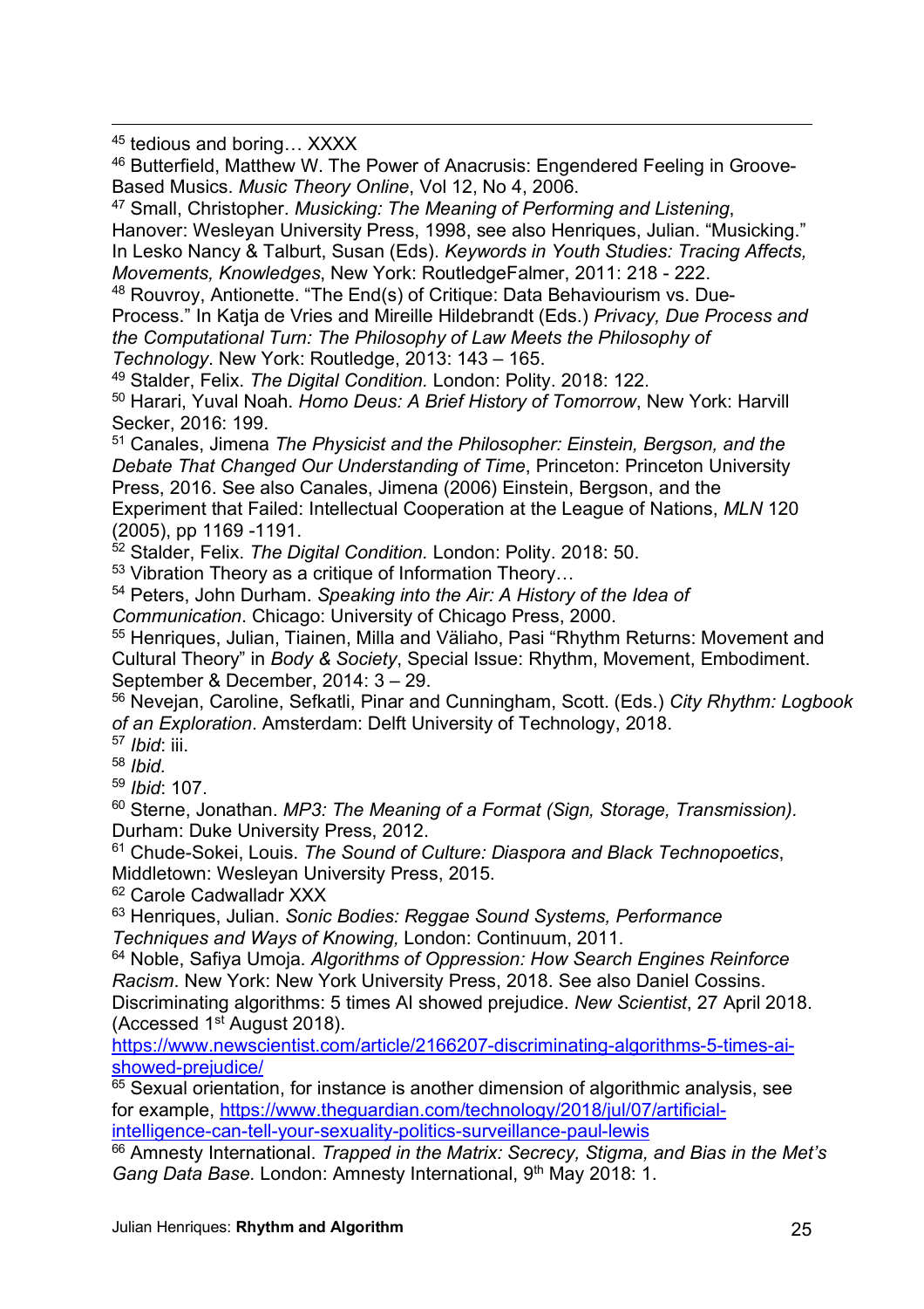[45] tedious and boring… XXXX

[46] Butterfield, Matthew W. The Power of Anacrusis: Engendered Feeling in Groove-Based Musics. *Music Theory Online*, Vol 12, No 4, 2006.

[47] Small, Christopher. *Musicking: The Meaning of Performing and Listening*, Hanover: Wesleyan University Press, 1998, see also Henriques, Julian. "Musicking." In Lesko Nancy & Talburt, Susan (Eds). *Keywords in Youth Studies: Tracing Affects, Movements, Knowledges*, New York: RoutledgeFalmer, 2011: 218 - 222.

[48] Rouvroy, Antionette. "The End(s) of Critique: Data Behaviourism vs. Due-Process." In Katja de Vries and Mireille Hildebrandt (Eds.) *Privacy, Due Process and the Computational Turn: The Philosophy of Law Meets the Philosophy of Technology*. New York: Routledge, 2013: 143 – 165.

[49] Stalder, Felix. *The Digital Condition.* London: Polity. 2018: 122.

[50] Harari, Yuval Noah. *Homo Deus: A Brief History of Tomorrow*, New York: Harvill Secker, 2016: 199.

[51] Canales, Jimena *The Physicist and the Philosopher: Einstein, Bergson, and the Debate That Changed Our Understanding of Time*, Princeton: Princeton University Press, 2016. See also Canales, Jimena (2006) Einstein, Bergson, and the Experiment that Failed: Intellectual Cooperation at the League of Nations, *MLN* 120 (2005), pp 1169 -1191.

[52] Stalder, Felix. *The Digital Condition.* London: Polity. 2018: 50.

[53] Vibration Theory as a critique of Information Theory…

[54] Peters, John Durham. *Speaking into the Air: A History of the Idea of Communication*. Chicago: University of Chicago Press, 2000.

[55] Henriques, Julian, Tiainen, Milla and Väliaho, Pasi "Rhythm Returns: Movement and Cultural Theory" in *Body & Society*, Special Issue: Rhythm, Movement, Embodiment. September & December, 2014: 3 – 29.

[56] Nevejan, Caroline, Sefkatli, Pinar and Cunningham, Scott. (Eds.) *City Rhythm: Logbook of an Exploration*. Amsterdam: Delft University of Technology, 2018.

[57] *Ibid*: iii.

[58] *Ibid*.

[59] *Ibid*: 107.

[60] Sterne, Jonathan. *MP3: The Meaning of a Format (Sign, Storage, Transmission).* Durham: Duke University Press, 2012.

[61] Chude-Sokei, Louis. *The Sound of Culture: Diaspora and Black Technopoetics*, Middletown: Wesleyan University Press, 2015.

[62] Carole Cadwalladr XXX

[63] Henriques, Julian. *Sonic Bodies: Reggae Sound Systems, Performance Techniques and Ways of Knowing,* London: Continuum, 2011.

[64] Noble, Safiya Umoja. *Algorithms of Oppression: How Search Engines Reinforce Racism*. New York: New York University Press, 2018. See also Daniel Cossins. Discriminating algorithms: 5 times AI showed prejudice. *New Scientist*, 27 April 2018. (Accessed 1st August 2018). https://www.newscientist.com/article/2166207-discriminating-algorithms-5-times-ai-showed-prejudice/

[65] Sexual orientation, for instance is another dimension of algorithmic analysis, see for example, https://www.theguardian.com/technology/2018/jul/07/artificial-intelligence-can-tell-your-sexuality-politics-surveillance-paul-lewis

[66] Amnesty International. *Trapped in the Matrix: Secrecy, Stigma, and Bias in the Met's Gang Data Base.* London: Amnesty International, 9th May 2018: 1.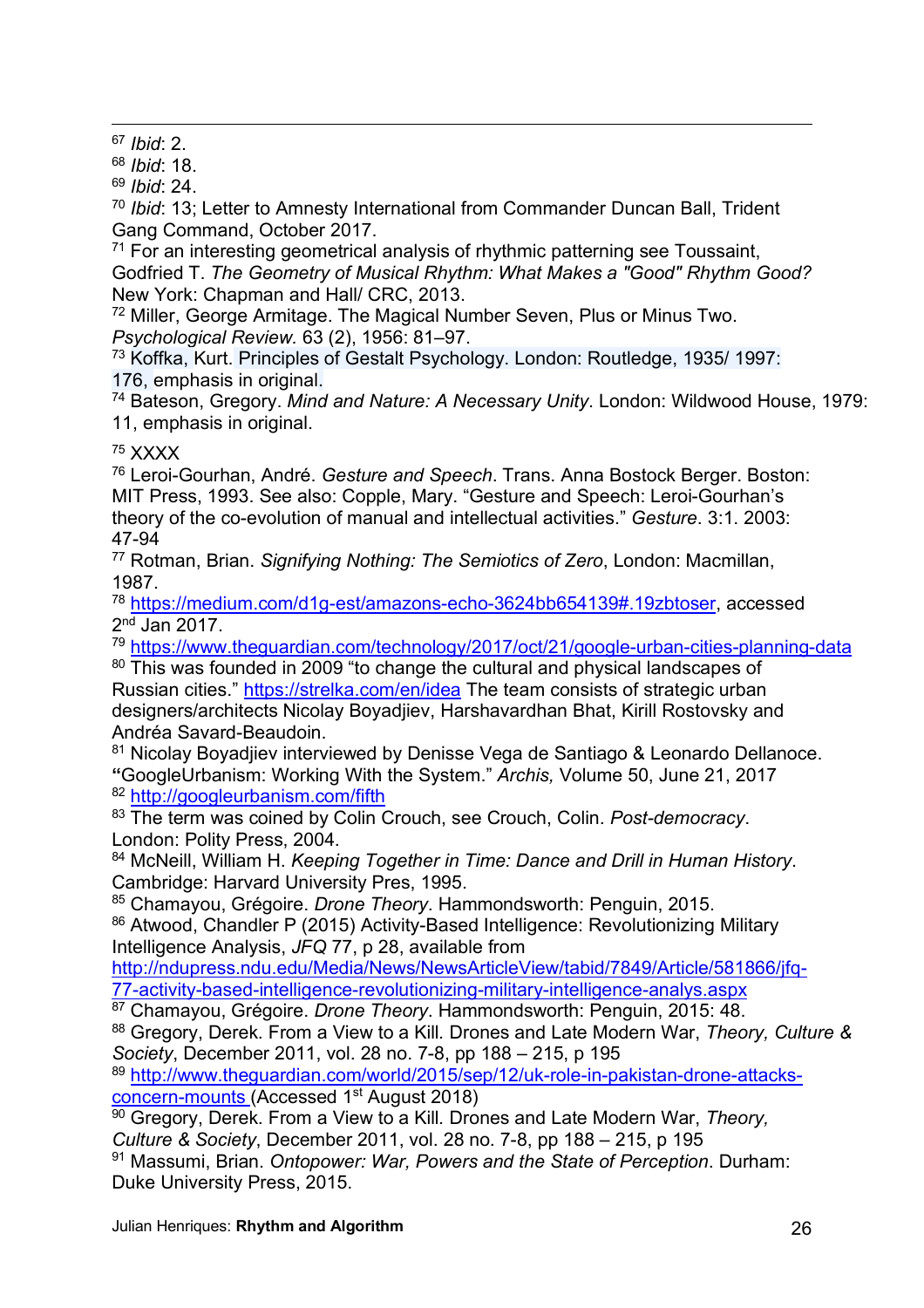[67] *Ibid*: 2.
[68] *Ibid*: 18.
[69] *Ibid*: 24.
[70] *Ibid*: 13; Letter to Amnesty International from Commander Duncan Ball, Trident Gang Command, October 2017.
[71] For an interesting geometrical analysis of rhythmic patterning see Toussaint, Godfried T. *The Geometry of Musical Rhythm: What Makes a "Good" Rhythm Good?* New York: Chapman and Hall/ CRC, 2013.
[72] Miller, George Armitage. The Magical Number Seven, Plus or Minus Two. *Psychological Review.* 63 (2), 1956: 81–97.
[73] Koffka, Kurt. Principles of Gestalt Psychology. London: Routledge, 1935/ 1997: 176, emphasis in original.
[74] Bateson, Gregory. *Mind and Nature: A Necessary Unity*. London: Wildwood House, 1979: 11, emphasis in original.

[75] XXXX
[76] Leroi-Gourhan, André. *Gesture and Speech*. Trans. Anna Bostock Berger. Boston: MIT Press, 1993. See also: Copple, Mary. "Gesture and Speech: Leroi-Gourhan's theory of the co-evolution of manual and intellectual activities." *Gesture*. 3:1. 2003: 47-94
[77] Rotman, Brian. *Signifying Nothing: The Semiotics of Zero*, London: Macmillan, 1987.
[78] https://medium.com/d1g-est/amazons-echo-3624bb654139#.19zbtoser, accessed 2nd Jan 2017.
[79] https://www.theguardian.com/technology/2017/oct/21/google-urban-cities-planning-data
[80] This was founded in 2009 "to change the cultural and physical landscapes of Russian cities." https://strelka.com/en/idea The team consists of strategic urban designers/architects Nicolay Boyadjiev, Harshavardhan Bhat, Kirill Rostovsky and Andréa Savard-Beaudoin.
[81] Nicolay Boyadjiev interviewed by Denisse Vega de Santiago & Leonardo Dellanoce. **"**GoogleUrbanism: Working With the System." *Archis,* Volume 50, June 21, 2017
[82] http://googleurbanism.com/fifth
[83] The term was coined by Colin Crouch, see Crouch, Colin. *Post-democracy*. London: Polity Press, 2004.
[84] McNeill, William H. *Keeping Together in Time: Dance and Drill in Human History*. Cambridge: Harvard University Pres, 1995.
[85] Chamayou, Grégoire. *Drone Theory*. Hammondsworth: Penguin, 2015.
[86] Atwood, Chandler P (2015) Activity-Based Intelligence: Revolutionizing Military Intelligence Analysis, *JFQ* 77, p 28, available from http://ndupress.ndu.edu/Media/News/NewsArticleView/tabid/7849/Article/581866/jfq-77-activity-based-intelligence-revolutionizing-military-intelligence-analys.aspx
[87] Chamayou, Grégoire. *Drone Theory*. Hammondsworth: Penguin, 2015: 48.
[88] Gregory, Derek. From a View to a Kill. Drones and Late Modern War, *Theory, Culture & Society*, December 2011, vol. 28 no. 7-8, pp 188 – 215, p 195
[89] http://www.theguardian.com/world/2015/sep/12/uk-role-in-pakistan-drone-attacks-concern-mounts (Accessed 1st August 2018)
[90] Gregory, Derek. From a View to a Kill. Drones and Late Modern War, *Theory, Culture & Society*, December 2011, vol. 28 no. 7-8, pp 188 – 215, p 195
[91] Massumi, Brian. *Ontopower: War, Powers and the State of Perception*. Durham: Duke University Press, 2015.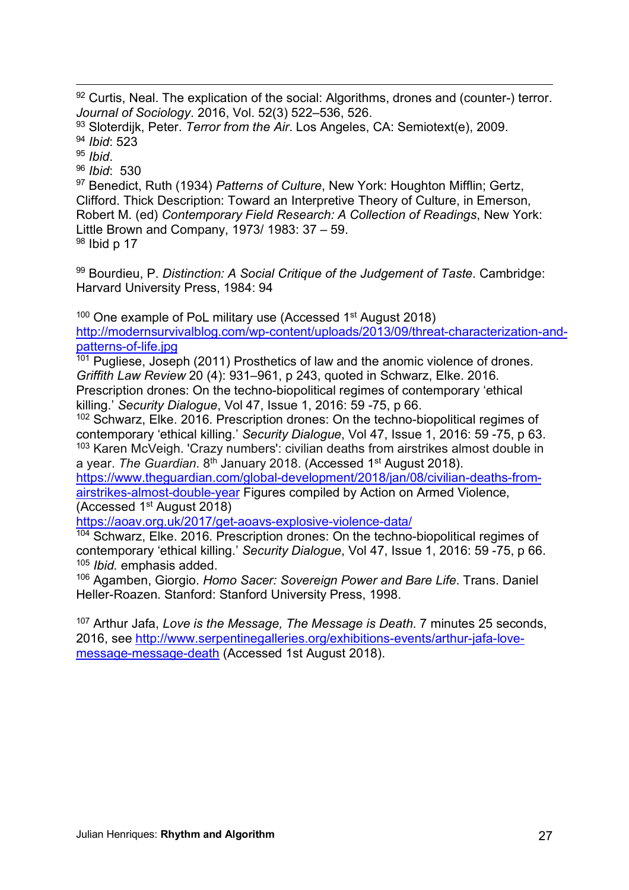[92] Curtis, Neal. The explication of the social: Algorithms, drones and (counter-) terror. *Journal of Sociology*. 2016, Vol. 52(3) 522–536, 526.
[93] Sloterdijk, Peter. *Terror from the Air*. Los Angeles, CA: Semiotext(e), 2009.
[94] *Ibid*: 523
[95] *Ibid*.
[96] *Ibid*: 530
[97] Benedict, Ruth (1934) *Patterns of Culture*, New York: Houghton Mifflin; Gertz, Clifford. Thick Description: Toward an Interpretive Theory of Culture, in Emerson, Robert M. (ed) *Contemporary Field Research: A Collection of Readings*, New York: Little Brown and Company, 1973/ 1983: 37 – 59.
[98] Ibid p 17

[99] Bourdieu, P. *Distinction: A Social Critique of the Judgement of Taste*. Cambridge: Harvard University Press, 1984: 94

[100] One example of PoL military use (Accessed 1st August 2018) http://modernsurvivalblog.com/wp-content/uploads/2013/09/threat-characterization-and-patterns-of-life.jpg
[101] Pugliese, Joseph (2011) Prosthetics of law and the anomic violence of drones. *Griffith Law Review* 20 (4): 931–961, p 243, quoted in Schwarz, Elke. 2016. Prescription drones: On the techno-biopolitical regimes of contemporary 'ethical killing.' *Security Dialogue*, Vol 47, Issue 1, 2016: 59 -75, p 66.
[102] Schwarz, Elke. 2016. Prescription drones: On the techno-biopolitical regimes of contemporary 'ethical killing.' *Security Dialogue*, Vol 47, Issue 1, 2016: 59 -75, p 63.
[103] Karen McVeigh. 'Crazy numbers': civilian deaths from airstrikes almost double in a year. *The Guardian*. 8th January 2018. (Accessed 1st August 2018). https://www.theguardian.com/global-development/2018/jan/08/civilian-deaths-from-airstrikes-almost-double-year Figures compiled by Action on Armed Violence, (Accessed 1st August 2018) https://aoav.org.uk/2017/get-aoavs-explosive-violence-data/
[104] Schwarz, Elke. 2016. Prescription drones: On the techno-biopolitical regimes of contemporary 'ethical killing.' *Security Dialogue*, Vol 47, Issue 1, 2016: 59 -75, p 66.
[105] *Ibid.* emphasis added.
[106] Agamben, Giorgio. *Homo Sacer: Sovereign Power and Bare Life*. Trans. Daniel Heller-Roazen. Stanford: Stanford University Press, 1998.

[107] Arthur Jafa, *Love is the Message, The Message is Death.* 7 minutes 25 seconds, 2016, see http://www.serpentinegalleries.org/exhibitions-events/arthur-jafa-love-message-message-death (Accessed 1st August 2018).